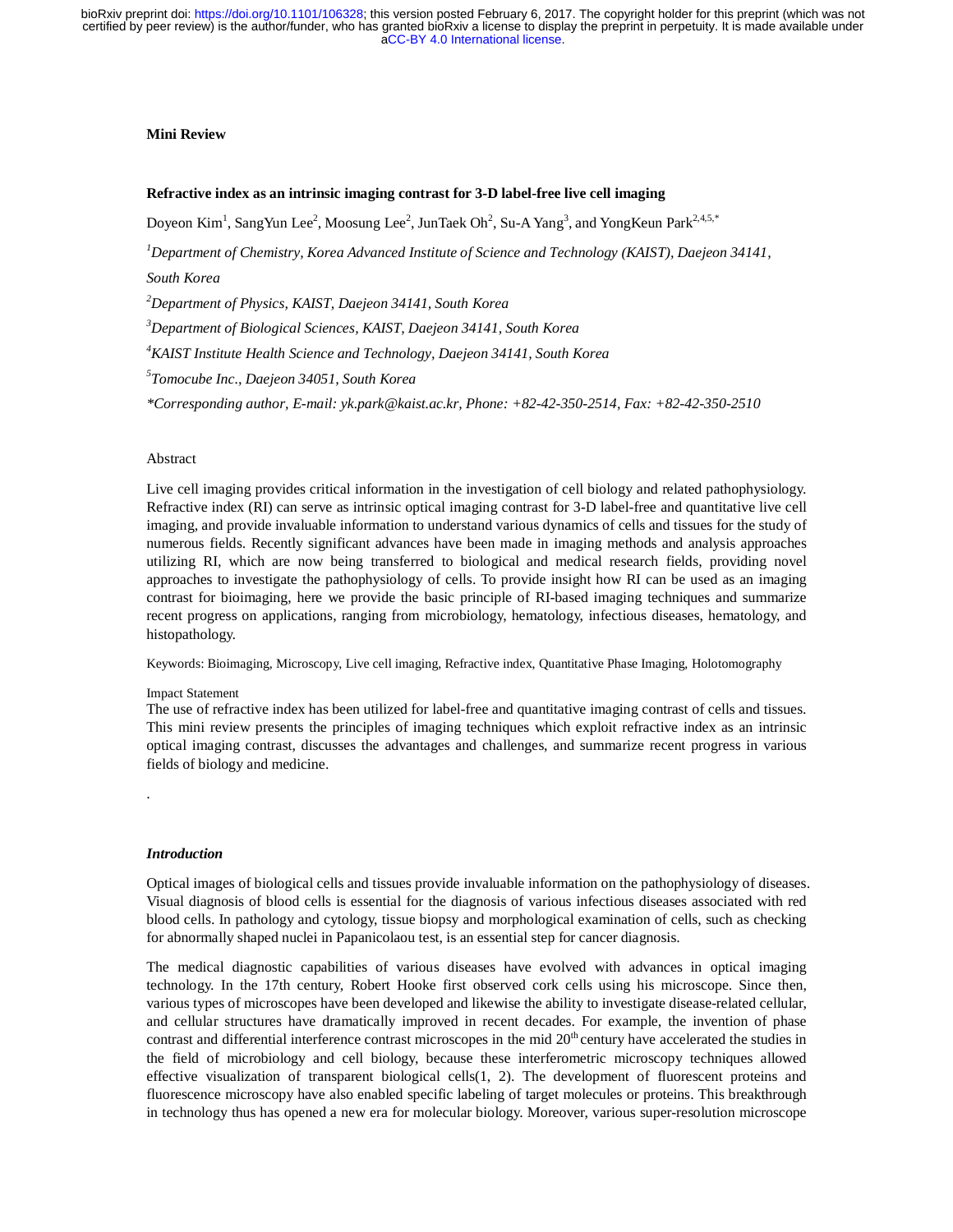**Mini Review**

## Refractive index as an intrinsic imaging contrast for 3-D label-free live cell imaging

Doyeon Kim[1], SangYun Lee[2], Moosung Lee[2], JunTaek Oh[2], Su-A Yang[3], and YongKeun Park[2,4,5,*]

[1]*Department of Chemistry, Korea Advanced Institute of Science and Technology (KAIST), Daejeon 34141, South Korea*

[2]*Department of Physics, KAIST, Daejeon 34141, South Korea*

[3]*Department of Biological Sciences, KAIST, Daejeon 34141, South Korea*

[4]*KAIST Institute Health Science and Technology, Daejeon 34141, South Korea*

[5]*Tomocube Inc., Daejeon 34051, South Korea*

*\*Corresponding author, E-mail: yk.park@kaist.ac.kr, Phone: +82-42-350-2514, Fax: +82-42-350-2510*

### Abstract

Live cell imaging provides critical information in the investigation of cell biology and related pathophysiology. Refractive index (RI) can serve as intrinsic optical imaging contrast for 3-D label-free and quantitative live cell imaging, and provide invaluable information to understand various dynamics of cells and tissues for the study of numerous fields. Recently significant advances have been made in imaging methods and analysis approaches utilizing RI, which are now being transferred to biological and medical research fields, providing novel approaches to investigate the pathophysiology of cells. To provide insight how RI can be used as an imaging contrast for bioimaging, here we provide the basic principle of RI-based imaging techniques and summarize recent progress on applications, ranging from microbiology, hematology, infectious diseases, hematology, and histopathology.

Keywords: Bioimaging, Microscopy, Live cell imaging, Refractive index, Quantitative Phase Imaging, Holotomography

Impact Statement

The use of refractive index has been utilized for label-free and quantitative imaging contrast of cells and tissues. This mini review presents the principles of imaging techniques which exploit refractive index as an intrinsic optical imaging contrast, discusses the advantages and challenges, and summarize recent progress in various fields of biology and medicine.

.

### *Introduction*

Optical images of biological cells and tissues provide invaluable information on the pathophysiology of diseases. Visual diagnosis of blood cells is essential for the diagnosis of various infectious diseases associated with red blood cells. In pathology and cytology, tissue biopsy and morphological examination of cells, such as checking for abnormally shaped nuclei in Papanicolaou test, is an essential step for cancer diagnosis.

The medical diagnostic capabilities of various diseases have evolved with advances in optical imaging technology. In the 17th century, Robert Hooke first observed cork cells using his microscope. Since then, various types of microscopes have been developed and likewise the ability to investigate disease-related cellular, and cellular structures have dramatically improved in recent decades. For example, the invention of phase contrast and differential interference contrast microscopes in the mid 20th century have accelerated the studies in the field of microbiology and cell biology, because these interferometric microscopy techniques allowed effective visualization of transparent biological cells(1, 2). The development of fluorescent proteins and fluorescence microscopy have also enabled specific labeling of target molecules or proteins. This breakthrough in technology thus has opened a new era for molecular biology. Moreover, various super-resolution microscope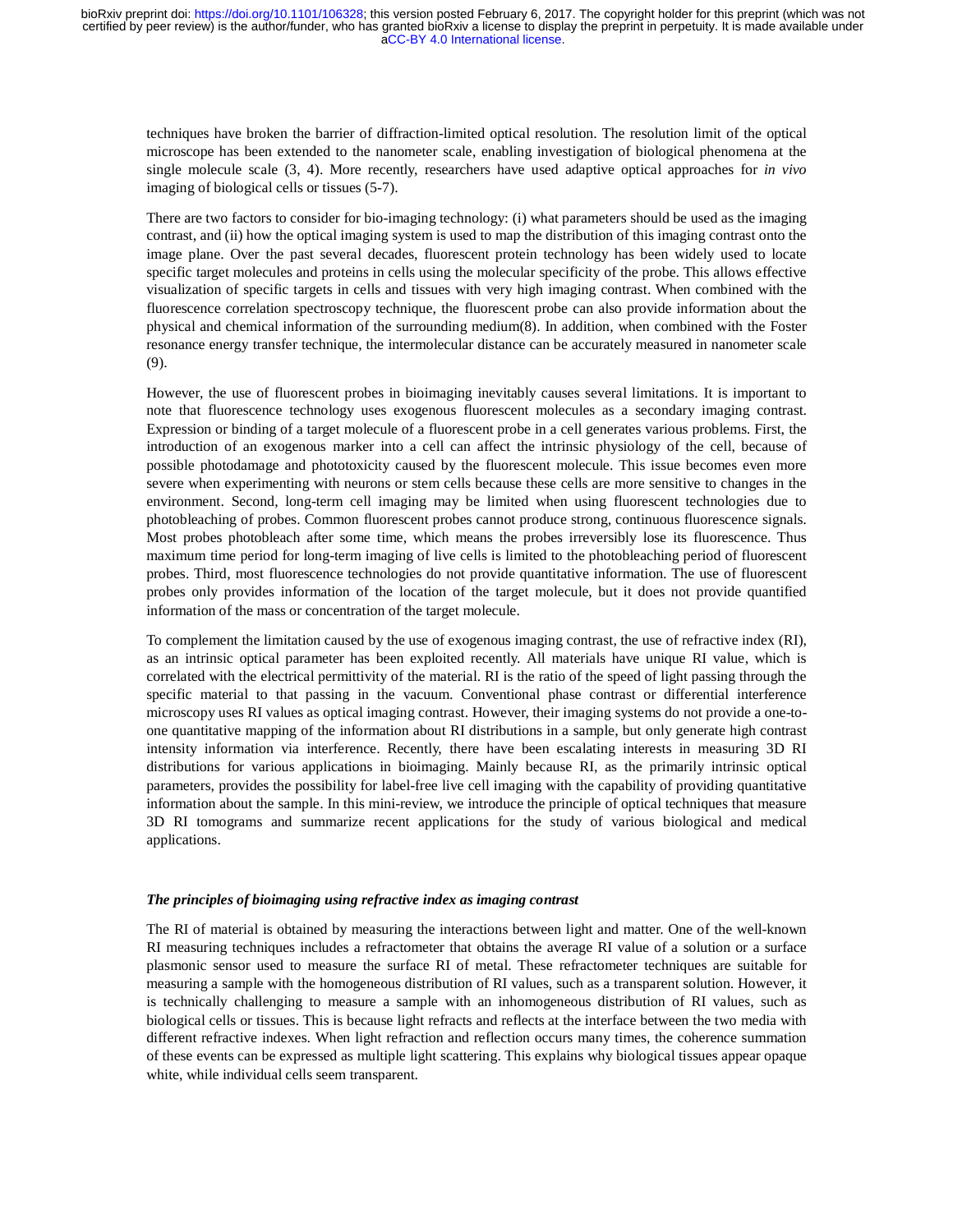techniques have broken the barrier of diffraction-limited optical resolution. The resolution limit of the optical microscope has been extended to the nanometer scale, enabling investigation of biological phenomena at the single molecule scale (3, 4). More recently, researchers have used adaptive optical approaches for *in vivo* imaging of biological cells or tissues (5-7).

There are two factors to consider for bio-imaging technology: (i) what parameters should be used as the imaging contrast, and (ii) how the optical imaging system is used to map the distribution of this imaging contrast onto the image plane. Over the past several decades, fluorescent protein technology has been widely used to locate specific target molecules and proteins in cells using the molecular specificity of the probe. This allows effective visualization of specific targets in cells and tissues with very high imaging contrast. When combined with the fluorescence correlation spectroscopy technique, the fluorescent probe can also provide information about the physical and chemical information of the surrounding medium(8). In addition, when combined with the Foster resonance energy transfer technique, the intermolecular distance can be accurately measured in nanometer scale (9).

However, the use of fluorescent probes in bioimaging inevitably causes several limitations. It is important to note that fluorescence technology uses exogenous fluorescent molecules as a secondary imaging contrast. Expression or binding of a target molecule of a fluorescent probe in a cell generates various problems. First, the introduction of an exogenous marker into a cell can affect the intrinsic physiology of the cell, because of possible photodamage and phototoxicity caused by the fluorescent molecule. This issue becomes even more severe when experimenting with neurons or stem cells because these cells are more sensitive to changes in the environment. Second, long-term cell imaging may be limited when using fluorescent technologies due to photobleaching of probes. Common fluorescent probes cannot produce strong, continuous fluorescence signals. Most probes photobleach after some time, which means the probes irreversibly lose its fluorescence. Thus maximum time period for long-term imaging of live cells is limited to the photobleaching period of fluorescent probes. Third, most fluorescence technologies do not provide quantitative information. The use of fluorescent probes only provides information of the location of the target molecule, but it does not provide quantified information of the mass or concentration of the target molecule.

To complement the limitation caused by the use of exogenous imaging contrast, the use of refractive index (RI), as an intrinsic optical parameter has been exploited recently. All materials have unique RI value, which is correlated with the electrical permittivity of the material. RI is the ratio of the speed of light passing through the specific material to that passing in the vacuum. Conventional phase contrast or differential interference microscopy uses RI values as optical imaging contrast. However, their imaging systems do not provide a one-to-one quantitative mapping of the information about RI distributions in a sample, but only generate high contrast intensity information via interference. Recently, there have been escalating interests in measuring 3D RI distributions for various applications in bioimaging. Mainly because RI, as the primarily intrinsic optical parameters, provides the possibility for label-free live cell imaging with the capability of providing quantitative information about the sample. In this mini-review, we introduce the principle of optical techniques that measure 3D RI tomograms and summarize recent applications for the study of various biological and medical applications.

### *The principles of bioimaging using refractive index as imaging contrast*

The RI of material is obtained by measuring the interactions between light and matter. One of the well-known RI measuring techniques includes a refractometer that obtains the average RI value of a solution or a surface plasmonic sensor used to measure the surface RI of metal. These refractometer techniques are suitable for measuring a sample with the homogeneous distribution of RI values, such as a transparent solution. However, it is technically challenging to measure a sample with an inhomogeneous distribution of RI values, such as biological cells or tissues. This is because light refracts and reflects at the interface between the two media with different refractive indexes. When light refraction and reflection occurs many times, the coherence summation of these events can be expressed as multiple light scattering. This explains why biological tissues appear opaque white, while individual cells seem transparent.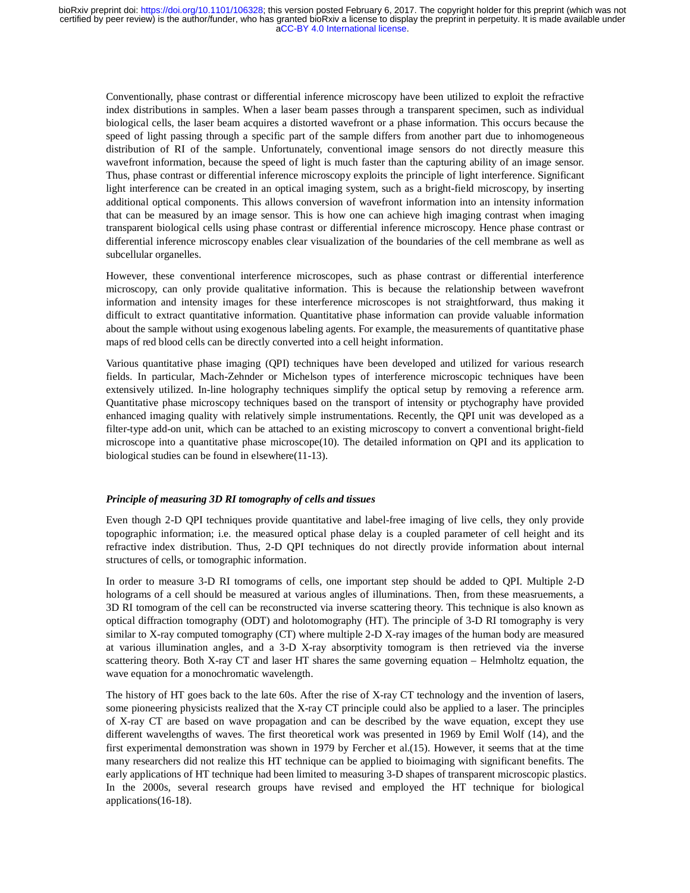Conventionally, phase contrast or differential inference microscopy have been utilized to exploit the refractive index distributions in samples. When a laser beam passes through a transparent specimen, such as individual biological cells, the laser beam acquires a distorted wavefront or a phase information. This occurs because the speed of light passing through a specific part of the sample differs from another part due to inhomogeneous distribution of RI of the sample. Unfortunately, conventional image sensors do not directly measure this wavefront information, because the speed of light is much faster than the capturing ability of an image sensor. Thus, phase contrast or differential inference microscopy exploits the principle of light interference. Significant light interference can be created in an optical imaging system, such as a bright-field microscopy, by inserting additional optical components. This allows conversion of wavefront information into an intensity information that can be measured by an image sensor. This is how one can achieve high imaging contrast when imaging transparent biological cells using phase contrast or differential inference microscopy. Hence phase contrast or differential inference microscopy enables clear visualization of the boundaries of the cell membrane as well as subcellular organelles.

However, these conventional interference microscopes, such as phase contrast or differential interference microscopy, can only provide qualitative information. This is because the relationship between wavefront information and intensity images for these interference microscopes is not straightforward, thus making it difficult to extract quantitative information. Quantitative phase information can provide valuable information about the sample without using exogenous labeling agents. For example, the measurements of quantitative phase maps of red blood cells can be directly converted into a cell height information.

Various quantitative phase imaging (QPI) techniques have been developed and utilized for various research fields. In particular, Mach-Zehnder or Michelson types of interference microscopic techniques have been extensively utilized. In-line holography techniques simplify the optical setup by removing a reference arm. Quantitative phase microscopy techniques based on the transport of intensity or ptychography have provided enhanced imaging quality with relatively simple instrumentations. Recently, the QPI unit was developed as a filter-type add-on unit, which can be attached to an existing microscopy to convert a conventional bright-field microscope into a quantitative phase microscope(10). The detailed information on QPI and its application to biological studies can be found in elsewhere(11-13).

### *Principle of measuring 3D RI tomography of cells and tissues*

Even though 2-D QPI techniques provide quantitative and label-free imaging of live cells, they only provide topographic information; i.e. the measured optical phase delay is a coupled parameter of cell height and its refractive index distribution. Thus, 2-D QPI techniques do not directly provide information about internal structures of cells, or tomographic information.

In order to measure 3-D RI tomograms of cells, one important step should be added to QPI. Multiple 2-D holograms of a cell should be measured at various angles of illuminations. Then, from these measruements, a 3D RI tomogram of the cell can be reconstructed via inverse scattering theory. This technique is also known as optical diffraction tomography (ODT) and holotomography (HT). The principle of 3-D RI tomography is very similar to X-ray computed tomography (CT) where multiple 2-D X-ray images of the human body are measured at various illumination angles, and a 3-D X-ray absorptivity tomogram is then retrieved via the inverse scattering theory. Both X-ray CT and laser HT shares the same governing equation – Helmholtz equation, the wave equation for a monochromatic wavelength.

The history of HT goes back to the late 60s. After the rise of X-ray CT technology and the invention of lasers, some pioneering physicists realized that the X-ray CT principle could also be applied to a laser. The principles of X-ray CT are based on wave propagation and can be described by the wave equation, except they use different wavelengths of waves. The first theoretical work was presented in 1969 by Emil Wolf (14), and the first experimental demonstration was shown in 1979 by Fercher et al.(15). However, it seems that at the time many researchers did not realize this HT technique can be applied to bioimaging with significant benefits. The early applications of HT technique had been limited to measuring 3-D shapes of transparent microscopic plastics. In the 2000s, several research groups have revised and employed the HT technique for biological applications(16-18).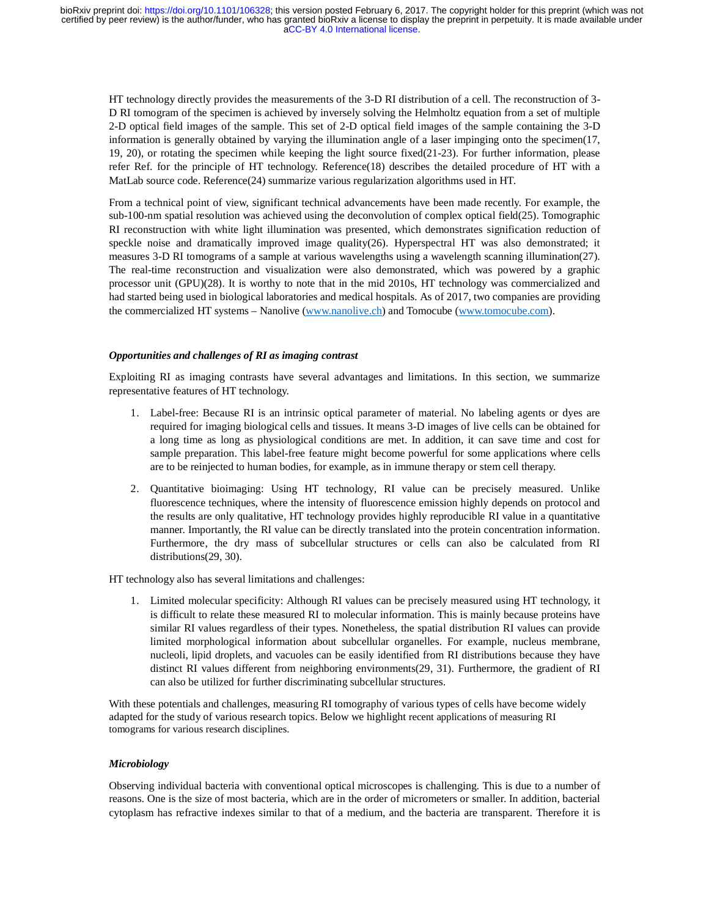HT technology directly provides the measurements of the 3-D RI distribution of a cell. The reconstruction of 3-D RI tomogram of the specimen is achieved by inversely solving the Helmholtz equation from a set of multiple 2-D optical field images of the sample. This set of 2-D optical field images of the sample containing the 3-D information is generally obtained by varying the illumination angle of a laser impinging onto the specimen(17, 19, 20), or rotating the specimen while keeping the light source fixed(21-23). For further information, please refer Ref. for the principle of HT technology. Reference(18) describes the detailed procedure of HT with a MatLab source code. Reference(24) summarize various regularization algorithms used in HT.

From a technical point of view, significant technical advancements have been made recently. For example, the sub-100-nm spatial resolution was achieved using the deconvolution of complex optical field(25). Tomographic RI reconstruction with white light illumination was presented, which demonstrates signification reduction of speckle noise and dramatically improved image quality(26). Hyperspectral HT was also demonstrated; it measures 3-D RI tomograms of a sample at various wavelengths using a wavelength scanning illumination(27). The real-time reconstruction and visualization were also demonstrated, which was powered by a graphic processor unit (GPU)(28). It is worthy to note that in the mid 2010s, HT technology was commercialized and had started being used in biological laboratories and medical hospitals. As of 2017, two companies are providing the commercialized HT systems – Nanolive (www.nanolive.ch) and Tomocube (www.tomocube.com).

### *Opportunities and challenges of RI as imaging contrast*

Exploiting RI as imaging contrasts have several advantages and limitations. In this section, we summarize representative features of HT technology.

1. Label-free: Because RI is an intrinsic optical parameter of material. No labeling agents or dyes are required for imaging biological cells and tissues. It means 3-D images of live cells can be obtained for a long time as long as physiological conditions are met. In addition, it can save time and cost for sample preparation. This label-free feature might become powerful for some applications where cells are to be reinjected to human bodies, for example, as in immune therapy or stem cell therapy.

2. Quantitative bioimaging: Using HT technology, RI value can be precisely measured. Unlike fluorescence techniques, where the intensity of fluorescence emission highly depends on protocol and the results are only qualitative, HT technology provides highly reproducible RI value in a quantitative manner. Importantly, the RI value can be directly translated into the protein concentration information. Furthermore, the dry mass of subcellular structures or cells can also be calculated from RI distributions(29, 30).

HT technology also has several limitations and challenges:

1. Limited molecular specificity: Although RI values can be precisely measured using HT technology, it is difficult to relate these measured RI to molecular information. This is mainly because proteins have similar RI values regardless of their types. Nonetheless, the spatial distribution RI values can provide limited morphological information about subcellular organelles. For example, nucleus membrane, nucleoli, lipid droplets, and vacuoles can be easily identified from RI distributions because they have distinct RI values different from neighboring environments(29, 31). Furthermore, the gradient of RI can also be utilized for further discriminating subcellular structures.

With these potentials and challenges, measuring RI tomography of various types of cells have become widely adapted for the study of various research topics. Below we highlight recent applications of measuring RI tomograms for various research disciplines.

### *Microbiology*

Observing individual bacteria with conventional optical microscopes is challenging. This is due to a number of reasons. One is the size of most bacteria, which are in the order of micrometers or smaller. In addition, bacterial cytoplasm has refractive indexes similar to that of a medium, and the bacteria are transparent. Therefore it is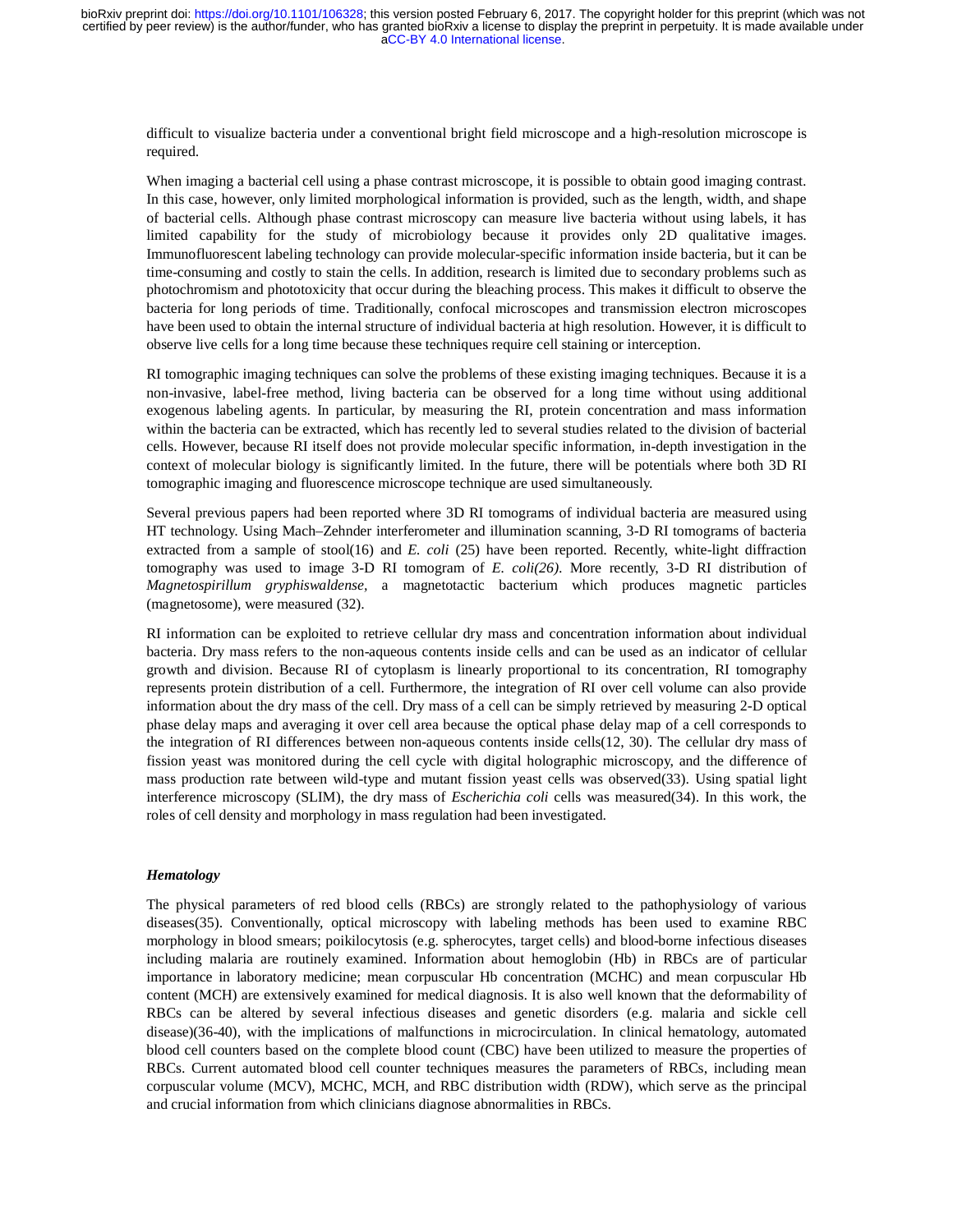difficult to visualize bacteria under a conventional bright field microscope and a high-resolution microscope is required.

When imaging a bacterial cell using a phase contrast microscope, it is possible to obtain good imaging contrast. In this case, however, only limited morphological information is provided, such as the length, width, and shape of bacterial cells. Although phase contrast microscopy can measure live bacteria without using labels, it has limited capability for the study of microbiology because it provides only 2D qualitative images. Immunofluorescent labeling technology can provide molecular-specific information inside bacteria, but it can be time-consuming and costly to stain the cells. In addition, research is limited due to secondary problems such as photochromism and phototoxicity that occur during the bleaching process. This makes it difficult to observe the bacteria for long periods of time. Traditionally, confocal microscopes and transmission electron microscopes have been used to obtain the internal structure of individual bacteria at high resolution. However, it is difficult to observe live cells for a long time because these techniques require cell staining or interception.

RI tomographic imaging techniques can solve the problems of these existing imaging techniques. Because it is a non-invasive, label-free method, living bacteria can be observed for a long time without using additional exogenous labeling agents. In particular, by measuring the RI, protein concentration and mass information within the bacteria can be extracted, which has recently led to several studies related to the division of bacterial cells. However, because RI itself does not provide molecular specific information, in-depth investigation in the context of molecular biology is significantly limited. In the future, there will be potentials where both 3D RI tomographic imaging and fluorescence microscope technique are used simultaneously.

Several previous papers had been reported where 3D RI tomograms of individual bacteria are measured using HT technology. Using Mach–Zehnder interferometer and illumination scanning, 3-D RI tomograms of bacteria extracted from a sample of stool(16) and *E. coli* (25) have been reported. Recently, white-light diffraction tomography was used to image 3-D RI tomogram of *E. coli(26)*. More recently, 3-D RI distribution of *Magnetospirillum gryphiswaldense,* a magnetotactic bacterium which produces magnetic particles (magnetosome), were measured (32).

RI information can be exploited to retrieve cellular dry mass and concentration information about individual bacteria. Dry mass refers to the non-aqueous contents inside cells and can be used as an indicator of cellular growth and division. Because RI of cytoplasm is linearly proportional to its concentration, RI tomography represents protein distribution of a cell. Furthermore, the integration of RI over cell volume can also provide information about the dry mass of the cell. Dry mass of a cell can be simply retrieved by measuring 2-D optical phase delay maps and averaging it over cell area because the optical phase delay map of a cell corresponds to the integration of RI differences between non-aqueous contents inside cells(12, 30). The cellular dry mass of fission yeast was monitored during the cell cycle with digital holographic microscopy, and the difference of mass production rate between wild-type and mutant fission yeast cells was observed(33). Using spatial light interference microscopy (SLIM), the dry mass of *Escherichia coli* cells was measured(34). In this work, the roles of cell density and morphology in mass regulation had been investigated.

### *Hematology*

The physical parameters of red blood cells (RBCs) are strongly related to the pathophysiology of various diseases(35). Conventionally, optical microscopy with labeling methods has been used to examine RBC morphology in blood smears; poikilocytosis (e.g. spherocytes, target cells) and blood-borne infectious diseases including malaria are routinely examined. Information about hemoglobin (Hb) in RBCs are of particular importance in laboratory medicine; mean corpuscular Hb concentration (MCHC) and mean corpuscular Hb content (MCH) are extensively examined for medical diagnosis. It is also well known that the deformability of RBCs can be altered by several infectious diseases and genetic disorders (e.g. malaria and sickle cell disease)(36-40), with the implications of malfunctions in microcirculation. In clinical hematology, automated blood cell counters based on the complete blood count (CBC) have been utilized to measure the properties of RBCs. Current automated blood cell counter techniques measures the parameters of RBCs, including mean corpuscular volume (MCV), MCHC, MCH, and RBC distribution width (RDW), which serve as the principal and crucial information from which clinicians diagnose abnormalities in RBCs.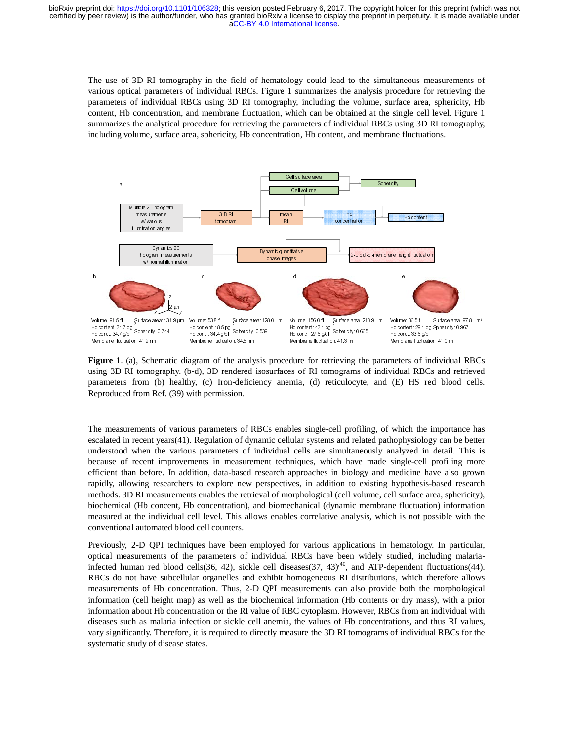The use of 3D RI tomography in the field of hematology could lead to the simultaneous measurements of various optical parameters of individual RBCs. Figure 1 summarizes the analysis procedure for retrieving the parameters of individual RBCs using 3D RI tomography, including the volume, surface area, sphericity, Hb content, Hb concentration, and membrane fluctuation, which can be obtained at the single cell level. Figure 1 summarizes the analytical procedure for retrieving the parameters of individual RBCs using 3D RI tomography, including volume, surface area, sphericity, Hb concentration, Hb content, and membrane fluctuations.

**Figure 1**. (a), Schematic diagram of the analysis procedure for retrieving the parameters of individual RBCs using 3D RI tomography. (b-d), 3D rendered isosurfaces of RI tomograms of individual RBCs and retrieved parameters from (b) healthy, (c) Iron-deficiency anemia, (d) reticulocyte, and (E) HS red blood cells. Reproduced from Ref. (39) with permission.

The measurements of various parameters of RBCs enables single-cell profiling, of which the importance has escalated in recent years(41). Regulation of dynamic cellular systems and related pathophysiology can be better understood when the various parameters of individual cells are simultaneously analyzed in detail. This is because of recent improvements in measurement techniques, which have made single-cell profiling more efficient than before. In addition, data-based research approaches in biology and medicine have also grown rapidly, allowing researchers to explore new perspectives, in addition to existing hypothesis-based research methods. 3D RI measurements enables the retrieval of morphological (cell volume, cell surface area, sphericity), biochemical (Hb concent, Hb concentration), and biomechanical (dynamic membrane fluctuation) information measured at the individual cell level. This allows enables correlative analysis, which is not possible with the conventional automated blood cell counters.

Previously, 2-D QPI techniques have been employed for various applications in hematology. In particular, optical measurements of the parameters of individual RBCs have been widely studied, including malaria-infected human red blood cells(36, 42), sickle cell diseases(37, 43)[40], and ATP-dependent fluctuations(44). RBCs do not have subcellular organelles and exhibit homogeneous RI distributions, which therefore allows measurements of Hb concentration. Thus, 2-D QPI measurements can also provide both the morphological information (cell height map) as well as the biochemical information (Hb contents or dry mass), with a prior information about Hb concentration or the RI value of RBC cytoplasm. However, RBCs from an individual with diseases such as malaria infection or sickle cell anemia, the values of Hb concentrations, and thus RI values, vary significantly. Therefore, it is required to directly measure the 3D RI tomograms of individual RBCs for the systematic study of disease states.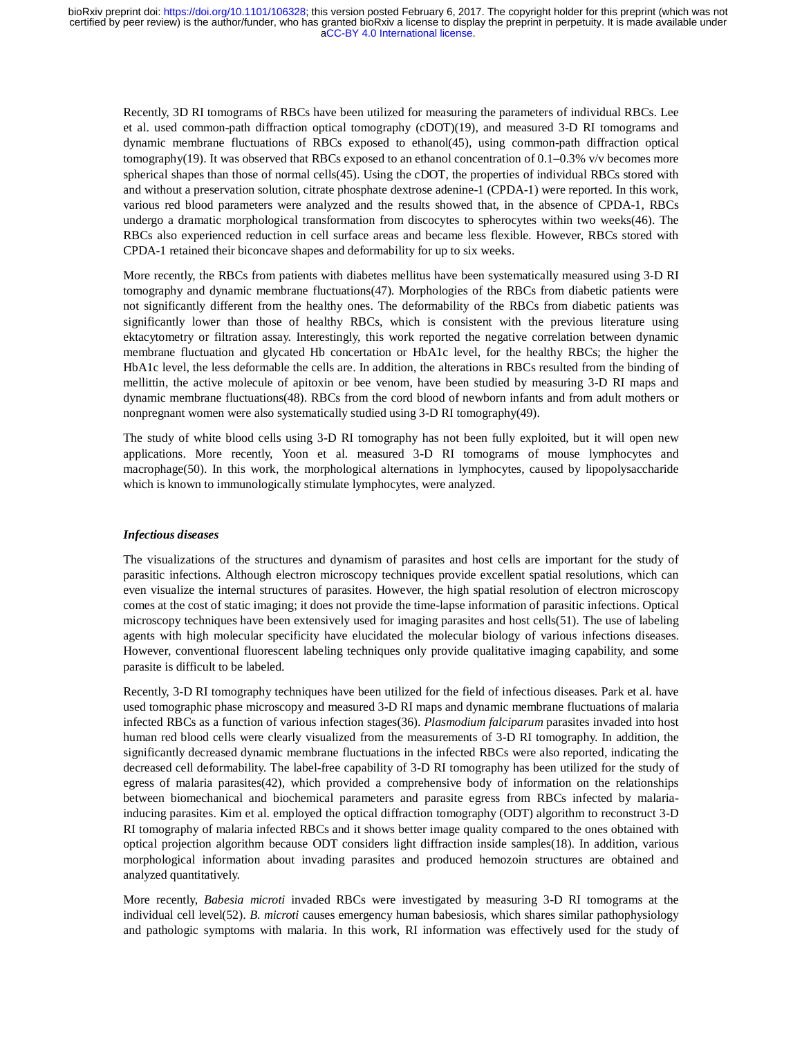Recently, 3D RI tomograms of RBCs have been utilized for measuring the parameters of individual RBCs. Lee et al. used common-path diffraction optical tomography (cDOT)(19), and measured 3-D RI tomograms and dynamic membrane fluctuations of RBCs exposed to ethanol(45), using common-path diffraction optical tomography(19). It was observed that RBCs exposed to an ethanol concentration of 0.1–0.3% v/v becomes more spherical shapes than those of normal cells(45). Using the cDOT, the properties of individual RBCs stored with and without a preservation solution, citrate phosphate dextrose adenine-1 (CPDA-1) were reported. In this work, various red blood parameters were analyzed and the results showed that, in the absence of CPDA-1, RBCs undergo a dramatic morphological transformation from discocytes to spherocytes within two weeks(46). The RBCs also experienced reduction in cell surface areas and became less flexible. However, RBCs stored with CPDA-1 retained their biconcave shapes and deformability for up to six weeks.

More recently, the RBCs from patients with diabetes mellitus have been systematically measured using 3-D RI tomography and dynamic membrane fluctuations(47). Morphologies of the RBCs from diabetic patients were not significantly different from the healthy ones. The deformability of the RBCs from diabetic patients was significantly lower than those of healthy RBCs, which is consistent with the previous literature using ektacytometry or filtration assay. Interestingly, this work reported the negative correlation between dynamic membrane fluctuation and glycated Hb concertation or HbA1c level, for the healthy RBCs; the higher the HbA1c level, the less deformable the cells are. In addition, the alterations in RBCs resulted from the binding of mellittin, the active molecule of apitoxin or bee venom, have been studied by measuring 3-D RI maps and dynamic membrane fluctuations(48). RBCs from the cord blood of newborn infants and from adult mothers or nonpregnant women were also systematically studied using 3-D RI tomography(49).

The study of white blood cells using 3-D RI tomography has not been fully exploited, but it will open new applications. More recently, Yoon et al. measured 3-D RI tomograms of mouse lymphocytes and macrophage(50). In this work, the morphological alternations in lymphocytes, caused by lipopolysaccharide which is known to immunologically stimulate lymphocytes, were analyzed.

### *Infectious diseases*

The visualizations of the structures and dynamism of parasites and host cells are important for the study of parasitic infections. Although electron microscopy techniques provide excellent spatial resolutions, which can even visualize the internal structures of parasites. However, the high spatial resolution of electron microscopy comes at the cost of static imaging; it does not provide the time-lapse information of parasitic infections. Optical microscopy techniques have been extensively used for imaging parasites and host cells(51). The use of labeling agents with high molecular specificity have elucidated the molecular biology of various infections diseases. However, conventional fluorescent labeling techniques only provide qualitative imaging capability, and some parasite is difficult to be labeled.

Recently, 3-D RI tomography techniques have been utilized for the field of infectious diseases. Park et al. have used tomographic phase microscopy and measured 3-D RI maps and dynamic membrane fluctuations of malaria infected RBCs as a function of various infection stages(36). *Plasmodium falciparum* parasites invaded into host human red blood cells were clearly visualized from the measurements of 3-D RI tomography. In addition, the significantly decreased dynamic membrane fluctuations in the infected RBCs were also reported, indicating the decreased cell deformability. The label-free capability of 3-D RI tomography has been utilized for the study of egress of malaria parasites(42), which provided a comprehensive body of information on the relationships between biomechanical and biochemical parameters and parasite egress from RBCs infected by malaria-inducing parasites. Kim et al. employed the optical diffraction tomography (ODT) algorithm to reconstruct 3-D RI tomography of malaria infected RBCs and it shows better image quality compared to the ones obtained with optical projection algorithm because ODT considers light diffraction inside samples(18). In addition, various morphological information about invading parasites and produced hemozoin structures are obtained and analyzed quantitatively.

More recently, *Babesia microti* invaded RBCs were investigated by measuring 3-D RI tomograms at the individual cell level(52). *B. microti* causes emergency human babesiosis, which shares similar pathophysiology and pathologic symptoms with malaria. In this work, RI information was effectively used for the study of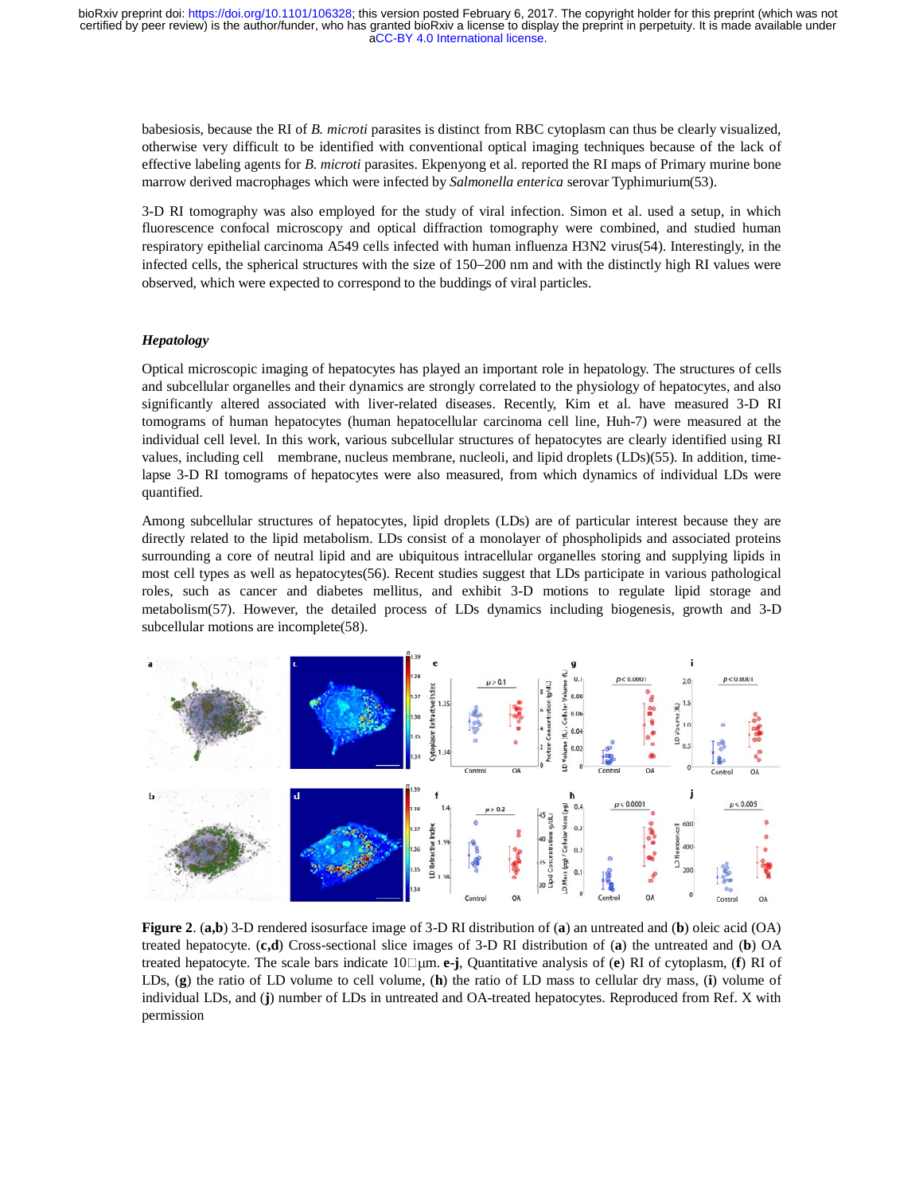babesiosis, because the RI of *B. microti* parasites is distinct from RBC cytoplasm can thus be clearly visualized, otherwise very difficult to be identified with conventional optical imaging techniques because of the lack of effective labeling agents for *B. microti* parasites. Ekpenyong et al. reported the RI maps of Primary murine bone marrow derived macrophages which were infected by *Salmonella enterica* serovar Typhimurium(53).

3-D RI tomography was also employed for the study of viral infection. Simon et al. used a setup, in which fluorescence confocal microscopy and optical diffraction tomography were combined, and studied human respiratory epithelial carcinoma A549 cells infected with human influenza H3N2 virus(54). Interestingly, in the infected cells, the spherical structures with the size of 150–200 nm and with the distinctly high RI values were observed, which were expected to correspond to the buddings of viral particles.

### *Hepatology*

Optical microscopic imaging of hepatocytes has played an important role in hepatology. The structures of cells and subcellular organelles and their dynamics are strongly correlated to the physiology of hepatocytes, and also significantly altered associated with liver-related diseases. Recently, Kim et al. have measured 3-D RI tomograms of human hepatocytes (human hepatocellular carcinoma cell line, Huh-7) were measured at the individual cell level. In this work, various subcellular structures of hepatocytes are clearly identified using RI values, including cell membrane, nucleus membrane, nucleoli, and lipid droplets (LDs)(55). In addition, time-lapse 3-D RI tomograms of hepatocytes were also measured, from which dynamics of individual LDs were quantified.

Among subcellular structures of hepatocytes, lipid droplets (LDs) are of particular interest because they are directly related to the lipid metabolism. LDs consist of a monolayer of phospholipids and associated proteins surrounding a core of neutral lipid and are ubiquitous intracellular organelles storing and supplying lipids in most cell types as well as hepatocytes(56). Recent studies suggest that LDs participate in various pathological roles, such as cancer and diabetes mellitus, and exhibit 3-D motions to regulate lipid storage and metabolism(57). However, the detailed process of LDs dynamics including biogenesis, growth and 3-D subcellular motions are incomplete(58).

**Figure 2**. (**a,b**) 3-D rendered isosurface image of 3-D RI distribution of (**a**) an untreated and (**b**) oleic acid (OA) treated hepatocyte. (**c,d**) Cross-sectional slice images of 3-D RI distribution of (**a**) the untreated and (**b**) OA treated hepatocyte. The scale bars indicate 10 µm. **e-j**, Quantitative analysis of (**e**) RI of cytoplasm, (**f**) RI of LDs, (**g**) the ratio of LD volume to cell volume, (**h**) the ratio of LD mass to cellular dry mass, (**i**) volume of individual LDs, and (**j**) number of LDs in untreated and OA-treated hepatocytes. Reproduced from Ref. X with permission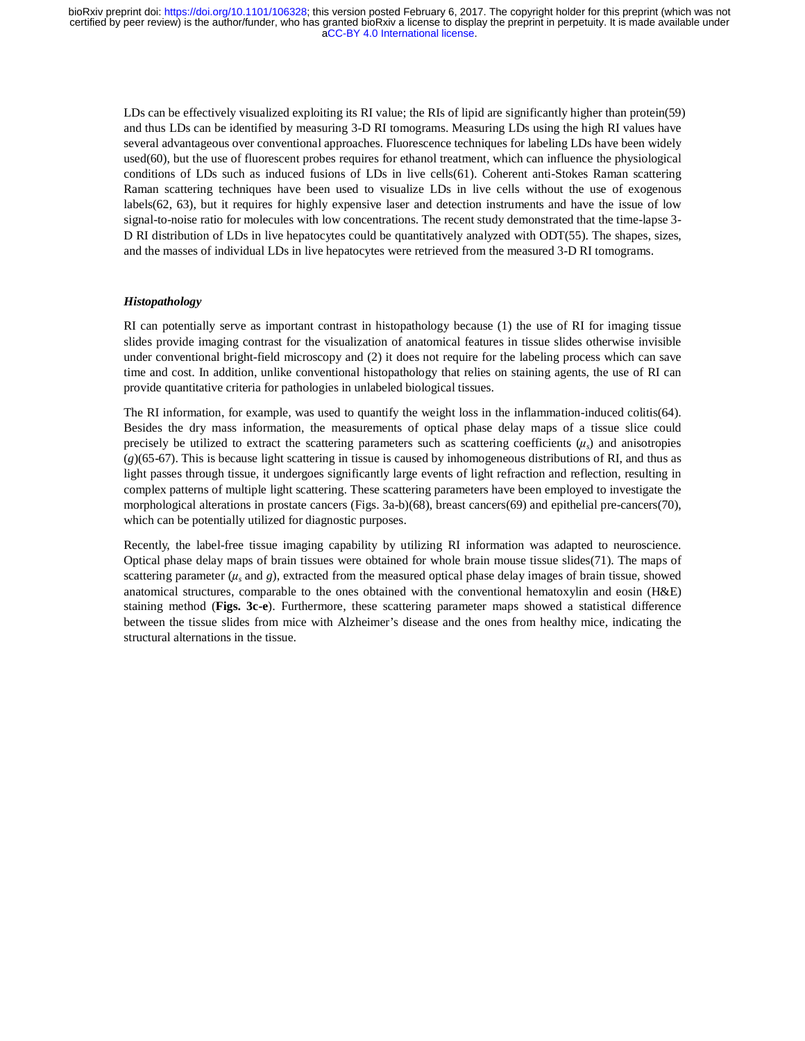LDs can be effectively visualized exploiting its RI value; the RIs of lipid are significantly higher than protein(59) and thus LDs can be identified by measuring 3-D RI tomograms. Measuring LDs using the high RI values have several advantageous over conventional approaches. Fluorescence techniques for labeling LDs have been widely used(60), but the use of fluorescent probes requires for ethanol treatment, which can influence the physiological conditions of LDs such as induced fusions of LDs in live cells(61). Coherent anti-Stokes Raman scattering Raman scattering techniques have been used to visualize LDs in live cells without the use of exogenous labels(62, 63), but it requires for highly expensive laser and detection instruments and have the issue of low signal-to-noise ratio for molecules with low concentrations. The recent study demonstrated that the time-lapse 3-D RI distribution of LDs in live hepatocytes could be quantitatively analyzed with ODT(55). The shapes, sizes, and the masses of individual LDs in live hepatocytes were retrieved from the measured 3-D RI tomograms.

### *Histopathology*

RI can potentially serve as important contrast in histopathology because (1) the use of RI for imaging tissue slides provide imaging contrast for the visualization of anatomical features in tissue slides otherwise invisible under conventional bright-field microscopy and (2) it does not require for the labeling process which can save time and cost. In addition, unlike conventional histopathology that relies on staining agents, the use of RI can provide quantitative criteria for pathologies in unlabeled biological tissues.

The RI information, for example, was used to quantify the weight loss in the inflammation-induced colitis(64). Besides the dry mass information, the measurements of optical phase delay maps of a tissue slice could precisely be utilized to extract the scattering parameters such as scattering coefficients ($\mu_s$) and anisotropies ($g$)(65-67). This is because light scattering in tissue is caused by inhomogeneous distributions of RI, and thus as light passes through tissue, it undergoes significantly large events of light refraction and reflection, resulting in complex patterns of multiple light scattering. These scattering parameters have been employed to investigate the morphological alterations in prostate cancers (Figs. 3a-b)(68), breast cancers(69) and epithelial pre-cancers(70), which can be potentially utilized for diagnostic purposes.

Recently, the label-free tissue imaging capability by utilizing RI information was adapted to neuroscience. Optical phase delay maps of brain tissues were obtained for whole brain mouse tissue slides(71). The maps of scattering parameter ($\mu_s$ and $g$), extracted from the measured optical phase delay images of brain tissue, showed anatomical structures, comparable to the ones obtained with the conventional hematoxylin and eosin (H&E) staining method (**Figs. 3c-e**). Furthermore, these scattering parameter maps showed a statistical difference between the tissue slides from mice with Alzheimer's disease and the ones from healthy mice, indicating the structural alternations in the tissue.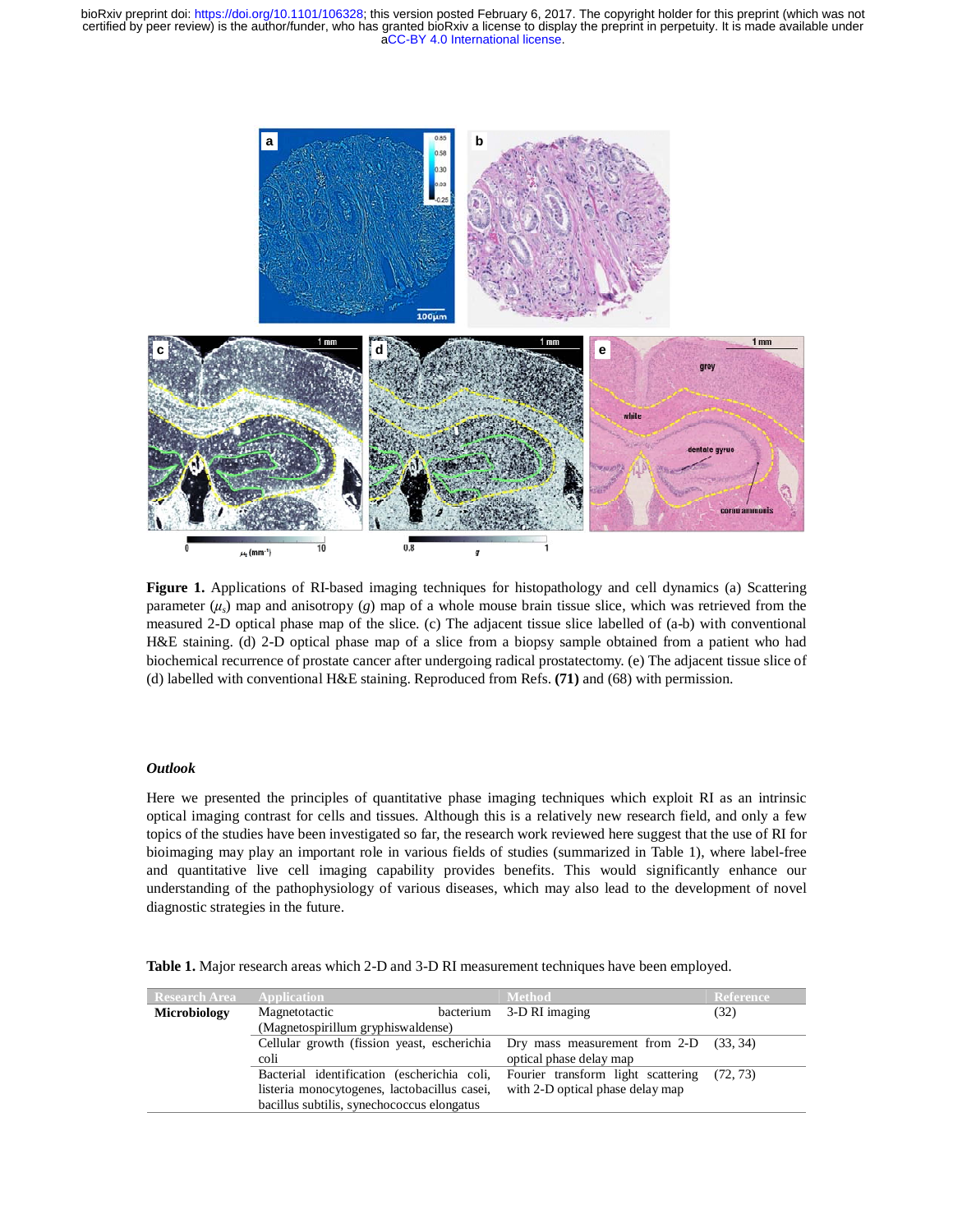**Figure 1.** Applications of RI-based imaging techniques for histopathology and cell dynamics (a) Scattering parameter ($\mu_s$) map and anisotropy ($g$) map of a whole mouse brain tissue slice, which was retrieved from the measured 2-D optical phase map of the slice. (c) The adjacent tissue slice labelled of (a-b) with conventional H&E staining. (d) 2-D optical phase map of a slice from a biopsy sample obtained from a patient who had biochemical recurrence of prostate cancer after undergoing radical prostatectomy. (e) The adjacent tissue slice of (d) labelled with conventional H&E staining. Reproduced from Refs. **(71)** and (68) with permission.

### *Outlook*

Here we presented the principles of quantitative phase imaging techniques which exploit RI as an intrinsic optical imaging contrast for cells and tissues. Although this is a relatively new research field, and only a few topics of the studies have been investigated so far, the research work reviewed here suggest that the use of RI for bioimaging may play an important role in various fields of studies (summarized in Table 1), where label-free and quantitative live cell imaging capability provides benefits. This would significantly enhance our understanding of the pathophysiology of various diseases, which may also lead to the development of novel diagnostic strategies in the future.

**Table 1.** Major research areas which 2-D and 3-D RI measurement techniques have been employed.

| Research Area | Application | Method | Reference |
|---|---|---|---|
| **Microbiology** | Magnetotactic bacterium (Magnetospirillum gryphiswaldense) | 3-D RI imaging | (32) |
| | Cellular growth (fission yeast, escherichia coli | Dry mass measurement from 2-D optical phase delay map | (33, 34) |
| | Bacterial identification (escherichia coli, listeria monocytogenes, lactobacillus casei, bacillus subtilis, synechococcus elongatus | Fourier transform light scattering with 2-D optical phase delay map | (72, 73) |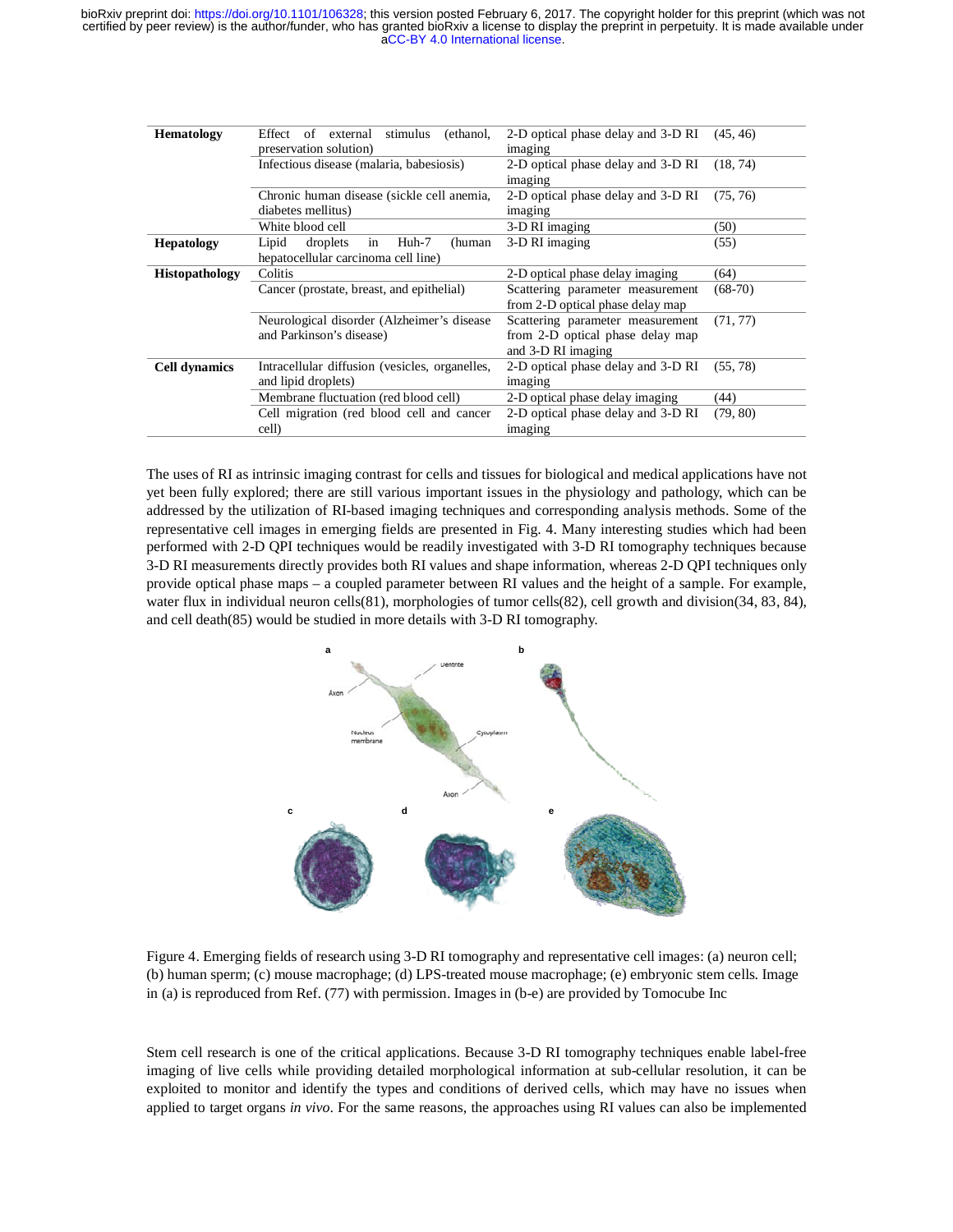| Hematology | Effect of external stimulus (ethanol, preservation solution) | 2-D optical phase delay and 3-D RI imaging | (45, 46) |
|---|---|---|---|
| | Infectious disease (malaria, babesiosis) | 2-D optical phase delay and 3-D RI imaging | (18, 74) |
| | Chronic human disease (sickle cell anemia, diabetes mellitus) | 2-D optical phase delay and 3-D RI imaging | (75, 76) |
| | White blood cell | 3-D RI imaging | (50) |
| **Hepatology** | Lipid droplets in Huh-7 (human hepatocellular carcinoma cell line) | 3-D RI imaging | (55) |
| **Histopathology** | Colitis | 2-D optical phase delay imaging | (64) |
| | Cancer (prostate, breast, and epithelial) | Scattering parameter measurement from 2-D optical phase delay map | (68-70) |
| | Neurological disorder (Alzheimer's disease and Parkinson's disease) | Scattering parameter measurement from 2-D optical phase delay map and 3-D RI imaging | (71, 77) |
| **Cell dynamics** | Intracellular diffusion (vesicles, organelles, and lipid droplets) | 2-D optical phase delay and 3-D RI imaging | (55, 78) |
| | Membrane fluctuation (red blood cell) | 2-D optical phase delay imaging | (44) |
| | Cell migration (red blood cell and cancer cell) | 2-D optical phase delay and 3-D RI imaging | (79, 80) |

The uses of RI as intrinsic imaging contrast for cells and tissues for biological and medical applications have not yet been fully explored; there are still various important issues in the physiology and pathology, which can be addressed by the utilization of RI-based imaging techniques and corresponding analysis methods. Some of the representative cell images in emerging fields are presented in Fig. 4. Many interesting studies which had been performed with 2-D QPI techniques would be readily investigated with 3-D RI tomography techniques because 3-D RI measurements directly provides both RI values and shape information, whereas 2-D QPI techniques only provide optical phase maps – a coupled parameter between RI values and the height of a sample. For example, water flux in individual neuron cells(81), morphologies of tumor cells(82), cell growth and division(34, 83, 84), and cell death(85) would be studied in more details with 3-D RI tomography.

Figure 4. Emerging fields of research using 3-D RI tomography and representative cell images: (a) neuron cell; (b) human sperm; (c) mouse macrophage; (d) LPS-treated mouse macrophage; (e) embryonic stem cells. Image in (a) is reproduced from Ref. (77) with permission. Images in (b-e) are provided by Tomocube Inc

Stem cell research is one of the critical applications. Because 3-D RI tomography techniques enable label-free imaging of live cells while providing detailed morphological information at sub-cellular resolution, it can be exploited to monitor and identify the types and conditions of derived cells, which may have no issues when applied to target organs *in vivo*. For the same reasons, the approaches using RI values can also be implemented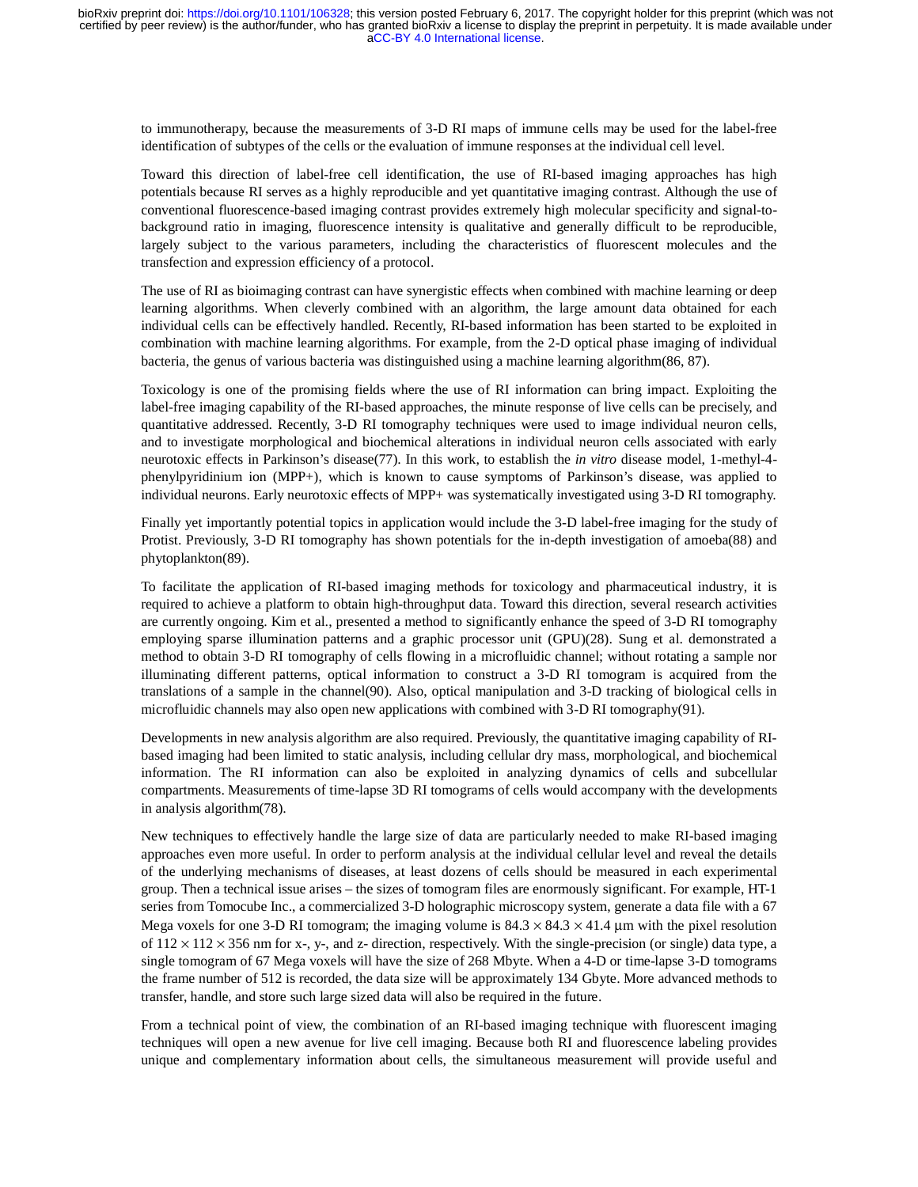to immunotherapy, because the measurements of 3-D RI maps of immune cells may be used for the label-free identification of subtypes of the cells or the evaluation of immune responses at the individual cell level.

Toward this direction of label-free cell identification, the use of RI-based imaging approaches has high potentials because RI serves as a highly reproducible and yet quantitative imaging contrast. Although the use of conventional fluorescence-based imaging contrast provides extremely high molecular specificity and signal-to-background ratio in imaging, fluorescence intensity is qualitative and generally difficult to be reproducible, largely subject to the various parameters, including the characteristics of fluorescent molecules and the transfection and expression efficiency of a protocol.

The use of RI as bioimaging contrast can have synergistic effects when combined with machine learning or deep learning algorithms. When cleverly combined with an algorithm, the large amount data obtained for each individual cells can be effectively handled. Recently, RI-based information has been started to be exploited in combination with machine learning algorithms. For example, from the 2-D optical phase imaging of individual bacteria, the genus of various bacteria was distinguished using a machine learning algorithm(86, 87).

Toxicology is one of the promising fields where the use of RI information can bring impact. Exploiting the label-free imaging capability of the RI-based approaches, the minute response of live cells can be precisely, and quantitative addressed. Recently, 3-D RI tomography techniques were used to image individual neuron cells, and to investigate morphological and biochemical alterations in individual neuron cells associated with early neurotoxic effects in Parkinson's disease(77). In this work, to establish the *in vitro* disease model, 1-methyl-4-phenylpyridinium ion (MPP+), which is known to cause symptoms of Parkinson's disease, was applied to individual neurons. Early neurotoxic effects of MPP+ was systematically investigated using 3-D RI tomography.

Finally yet importantly potential topics in application would include the 3-D label-free imaging for the study of Protist. Previously, 3-D RI tomography has shown potentials for the in-depth investigation of amoeba(88) and phytoplankton(89).

To facilitate the application of RI-based imaging methods for toxicology and pharmaceutical industry, it is required to achieve a platform to obtain high-throughput data. Toward this direction, several research activities are currently ongoing. Kim et al., presented a method to significantly enhance the speed of 3-D RI tomography employing sparse illumination patterns and a graphic processor unit (GPU)(28). Sung et al. demonstrated a method to obtain 3-D RI tomography of cells flowing in a microfluidic channel; without rotating a sample nor illuminating different patterns, optical information to construct a 3-D RI tomogram is acquired from the translations of a sample in the channel(90). Also, optical manipulation and 3-D tracking of biological cells in microfluidic channels may also open new applications with combined with 3-D RI tomography(91).

Developments in new analysis algorithm are also required. Previously, the quantitative imaging capability of RI-based imaging had been limited to static analysis, including cellular dry mass, morphological, and biochemical information. The RI information can also be exploited in analyzing dynamics of cells and subcellular compartments. Measurements of time-lapse 3D RI tomograms of cells would accompany with the developments in analysis algorithm(78).

New techniques to effectively handle the large size of data are particularly needed to make RI-based imaging approaches even more useful. In order to perform analysis at the individual cellular level and reveal the details of the underlying mechanisms of diseases, at least dozens of cells should be measured in each experimental group. Then a technical issue arises – the sizes of tomogram files are enormously significant. For example, HT-1 series from Tomocube Inc., a commercialized 3-D holographic microscopy system, generate a data file with a 67 Mega voxels for one 3-D RI tomogram; the imaging volume is $84.3 \times 84.3 \times 41.4$ μm with the pixel resolution of $112 \times 112 \times 356$ nm for x-, y-, and z- direction, respectively. With the single-precision (or single) data type, a single tomogram of 67 Mega voxels will have the size of 268 Mbyte. When a 4-D or time-lapse 3-D tomograms the frame number of 512 is recorded, the data size will be approximately 134 Gbyte. More advanced methods to transfer, handle, and store such large sized data will also be required in the future.

From a technical point of view, the combination of an RI-based imaging technique with fluorescent imaging techniques will open a new avenue for live cell imaging. Because both RI and fluorescence labeling provides unique and complementary information about cells, the simultaneous measurement will provide useful and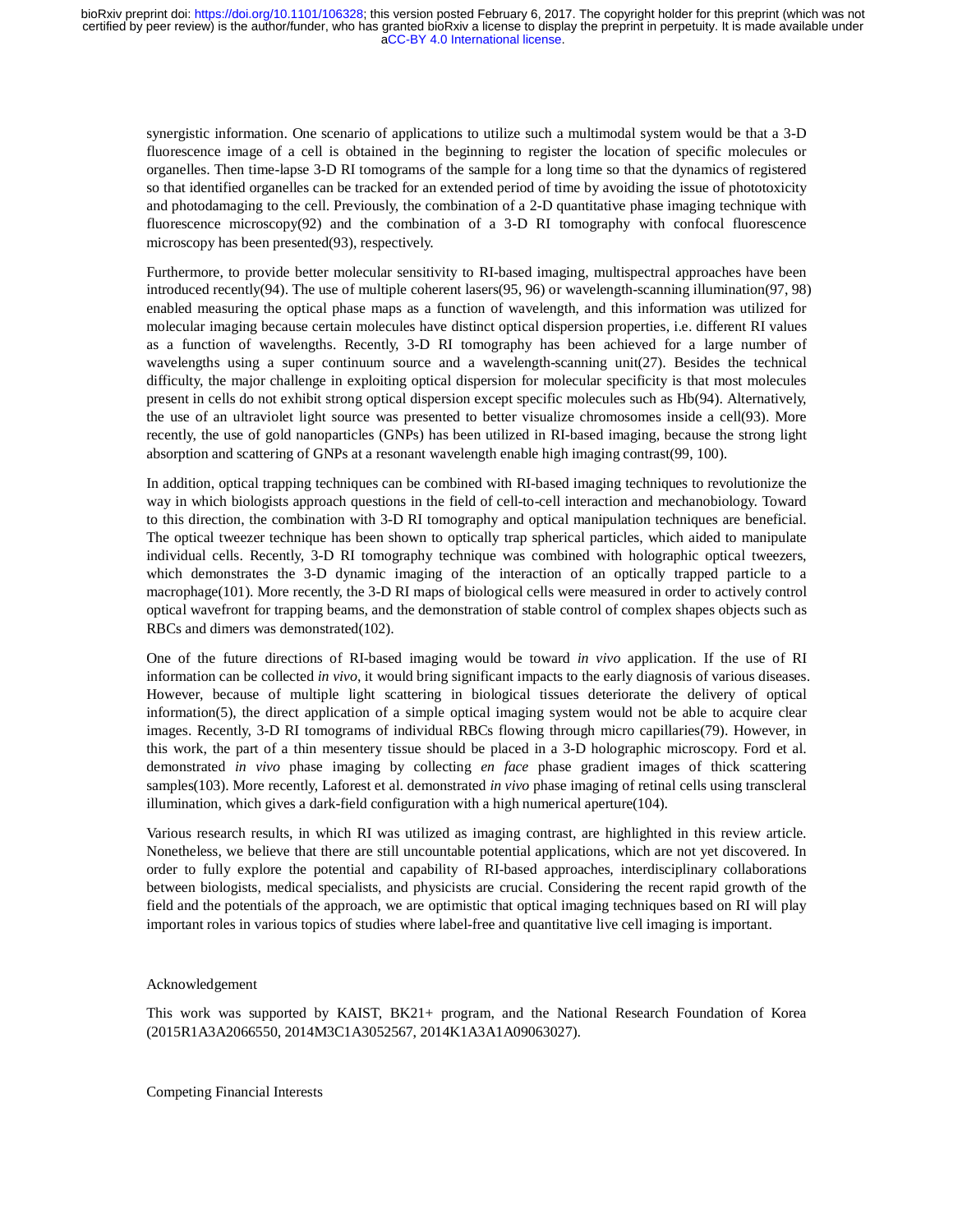synergistic information. One scenario of applications to utilize such a multimodal system would be that a 3-D fluorescence image of a cell is obtained in the beginning to register the location of specific molecules or organelles. Then time-lapse 3-D RI tomograms of the sample for a long time so that the dynamics of registered so that identified organelles can be tracked for an extended period of time by avoiding the issue of phototoxicity and photodamaging to the cell. Previously, the combination of a 2-D quantitative phase imaging technique with fluorescence microscopy(92) and the combination of a 3-D RI tomography with confocal fluorescence microscopy has been presented(93), respectively.

Furthermore, to provide better molecular sensitivity to RI-based imaging, multispectral approaches have been introduced recently(94). The use of multiple coherent lasers(95, 96) or wavelength-scanning illumination(97, 98) enabled measuring the optical phase maps as a function of wavelength, and this information was utilized for molecular imaging because certain molecules have distinct optical dispersion properties, i.e. different RI values as a function of wavelengths. Recently, 3-D RI tomography has been achieved for a large number of wavelengths using a super continuum source and a wavelength-scanning unit(27). Besides the technical difficulty, the major challenge in exploiting optical dispersion for molecular specificity is that most molecules present in cells do not exhibit strong optical dispersion except specific molecules such as Hb(94). Alternatively, the use of an ultraviolet light source was presented to better visualize chromosomes inside a cell(93). More recently, the use of gold nanoparticles (GNPs) has been utilized in RI-based imaging, because the strong light absorption and scattering of GNPs at a resonant wavelength enable high imaging contrast(99, 100).

In addition, optical trapping techniques can be combined with RI-based imaging techniques to revolutionize the way in which biologists approach questions in the field of cell-to-cell interaction and mechanobiology. Toward to this direction, the combination with 3-D RI tomography and optical manipulation techniques are beneficial. The optical tweezer technique has been shown to optically trap spherical particles, which aided to manipulate individual cells. Recently, 3-D RI tomography technique was combined with holographic optical tweezers, which demonstrates the 3-D dynamic imaging of the interaction of an optically trapped particle to a macrophage(101). More recently, the 3-D RI maps of biological cells were measured in order to actively control optical wavefront for trapping beams, and the demonstration of stable control of complex shapes objects such as RBCs and dimers was demonstrated(102).

One of the future directions of RI-based imaging would be toward *in vivo* application. If the use of RI information can be collected *in vivo*, it would bring significant impacts to the early diagnosis of various diseases. However, because of multiple light scattering in biological tissues deteriorate the delivery of optical information(5), the direct application of a simple optical imaging system would not be able to acquire clear images. Recently, 3-D RI tomograms of individual RBCs flowing through micro capillaries(79). However, in this work, the part of a thin mesentery tissue should be placed in a 3-D holographic microscopy. Ford et al. demonstrated *in vivo* phase imaging by collecting *en face* phase gradient images of thick scattering samples(103). More recently, Laforest et al. demonstrated *in vivo* phase imaging of retinal cells using transcleral illumination, which gives a dark-field configuration with a high numerical aperture(104).

Various research results, in which RI was utilized as imaging contrast, are highlighted in this review article. Nonetheless, we believe that there are still uncountable potential applications, which are not yet discovered. In order to fully explore the potential and capability of RI-based approaches, interdisciplinary collaborations between biologists, medical specialists, and physicists are crucial. Considering the recent rapid growth of the field and the potentials of the approach, we are optimistic that optical imaging techniques based on RI will play important roles in various topics of studies where label-free and quantitative live cell imaging is important.

## Acknowledgement

This work was supported by KAIST, BK21+ program, and the National Research Foundation of Korea (2015R1A3A2066550, 2014M3C1A3052567, 2014K1A3A1A09063027).

## Competing Financial Interests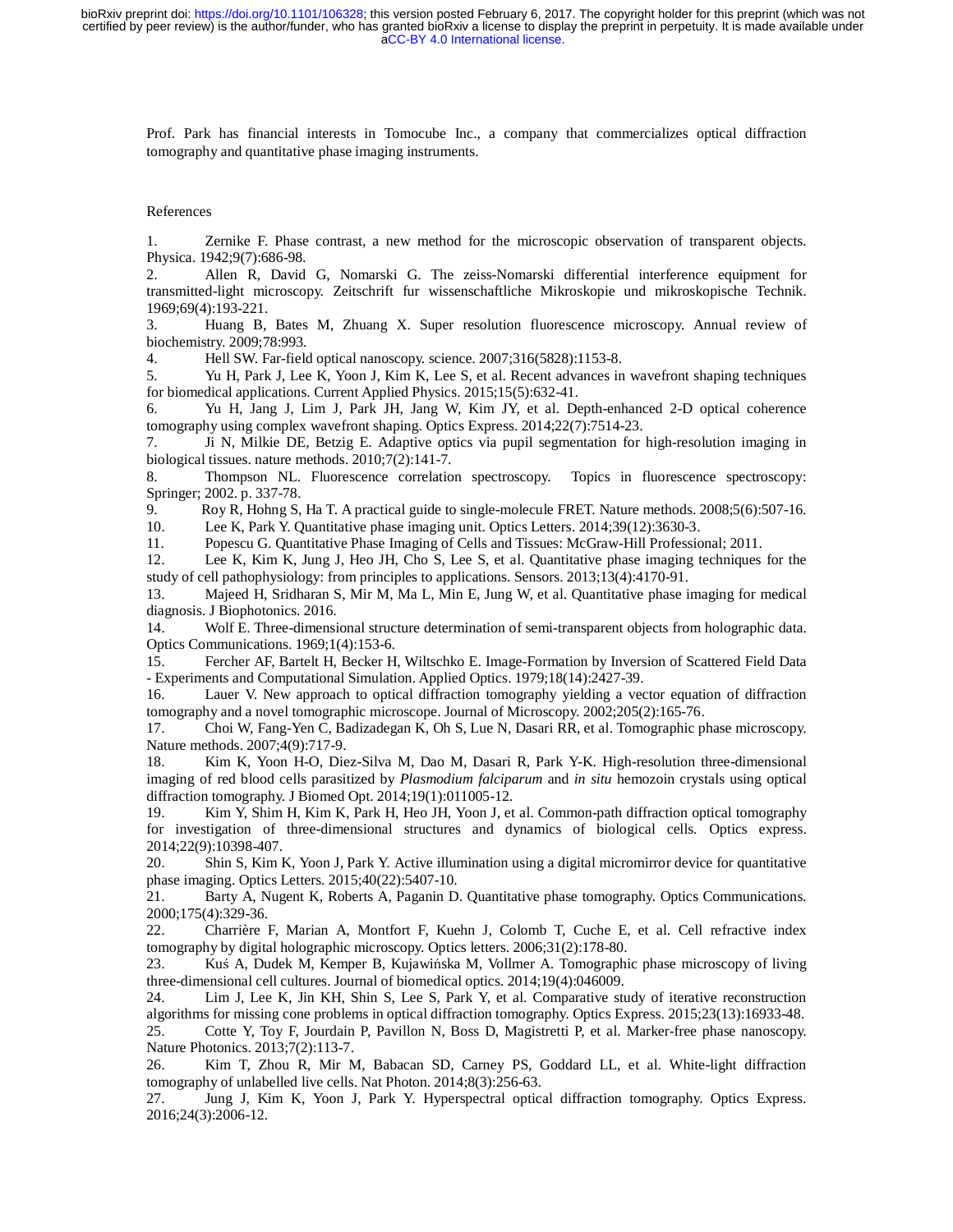Prof. Park has financial interests in Tomocube Inc., a company that commercializes optical diffraction tomography and quantitative phase imaging instruments.

References

1. Zernike F. Phase contrast, a new method for the microscopic observation of transparent objects. Physica. 1942;9(7):686-98.
2. Allen R, David G, Nomarski G. The zeiss-Nomarski differential interference equipment for transmitted-light microscopy. Zeitschrift fur wissenschaftliche Mikroskopie und mikroskopische Technik. 1969;69(4):193-221.
3. Huang B, Bates M, Zhuang X. Super resolution fluorescence microscopy. Annual review of biochemistry. 2009;78:993.
4. Hell SW. Far-field optical nanoscopy. science. 2007;316(5828):1153-8.
5. Yu H, Park J, Lee K, Yoon J, Kim K, Lee S, et al. Recent advances in wavefront shaping techniques for biomedical applications. Current Applied Physics. 2015;15(5):632-41.
6. Yu H, Jang J, Lim J, Park JH, Jang W, Kim JY, et al. Depth-enhanced 2-D optical coherence tomography using complex wavefront shaping. Optics Express. 2014;22(7):7514-23.
7. Ji N, Milkie DE, Betzig E. Adaptive optics via pupil segmentation for high-resolution imaging in biological tissues. nature methods. 2010;7(2):141-7.
8. Thompson NL. Fluorescence correlation spectroscopy. Topics in fluorescence spectroscopy: Springer; 2002. p. 337-78.
9. Roy R, Hohng S, Ha T. A practical guide to single-molecule FRET. Nature methods. 2008;5(6):507-16.
10. Lee K, Park Y. Quantitative phase imaging unit. Optics Letters. 2014;39(12):3630-3.
11. Popescu G. Quantitative Phase Imaging of Cells and Tissues: McGraw-Hill Professional; 2011.
12. Lee K, Kim K, Jung J, Heo JH, Cho S, Lee S, et al. Quantitative phase imaging techniques for the study of cell pathophysiology: from principles to applications. Sensors. 2013;13(4):4170-91.
13. Majeed H, Sridharan S, Mir M, Ma L, Min E, Jung W, et al. Quantitative phase imaging for medical diagnosis. J Biophotonics. 2016.
14. Wolf E. Three-dimensional structure determination of semi-transparent objects from holographic data. Optics Communications. 1969;1(4):153-6.
15. Fercher AF, Bartelt H, Becker H, Wiltschko E. Image-Formation by Inversion of Scattered Field Data - Experiments and Computational Simulation. Applied Optics. 1979;18(14):2427-39.
16. Lauer V. New approach to optical diffraction tomography yielding a vector equation of diffraction tomography and a novel tomographic microscope. Journal of Microscopy. 2002;205(2):165-76.
17. Choi W, Fang-Yen C, Badizadegan K, Oh S, Lue N, Dasari RR, et al. Tomographic phase microscopy. Nature methods. 2007;4(9):717-9.
18. Kim K, Yoon H-O, Diez-Silva M, Dao M, Dasari R, Park Y-K. High-resolution three-dimensional imaging of red blood cells parasitized by *Plasmodium falciparum* and *in situ* hemozoin crystals using optical diffraction tomography. J Biomed Opt. 2014;19(1):011005-12.
19. Kim Y, Shim H, Kim K, Park H, Heo JH, Yoon J, et al. Common-path diffraction optical tomography for investigation of three-dimensional structures and dynamics of biological cells. Optics express. 2014;22(9):10398-407.
20. Shin S, Kim K, Yoon J, Park Y. Active illumination using a digital micromirror device for quantitative phase imaging. Optics Letters. 2015;40(22):5407-10.
21. Barty A, Nugent K, Roberts A, Paganin D. Quantitative phase tomography. Optics Communications. 2000;175(4):329-36.
22. Charrière F, Marian A, Montfort F, Kuehn J, Colomb T, Cuche E, et al. Cell refractive index tomography by digital holographic microscopy. Optics letters. 2006;31(2):178-80.
23. Kuś A, Dudek M, Kemper B, Kujawińska M, Vollmer A. Tomographic phase microscopy of living three-dimensional cell cultures. Journal of biomedical optics. 2014;19(4):046009.
24. Lim J, Lee K, Jin KH, Shin S, Lee S, Park Y, et al. Comparative study of iterative reconstruction algorithms for missing cone problems in optical diffraction tomography. Optics Express. 2015;23(13):16933-48.
25. Cotte Y, Toy F, Jourdain P, Pavillon N, Boss D, Magistretti P, et al. Marker-free phase nanoscopy. Nature Photonics. 2013;7(2):113-7.
26. Kim T, Zhou R, Mir M, Babacan SD, Carney PS, Goddard LL, et al. White-light diffraction tomography of unlabelled live cells. Nat Photon. 2014;8(3):256-63.
27. Jung J, Kim K, Yoon J, Park Y. Hyperspectral optical diffraction tomography. Optics Express. 2016;24(3):2006-12.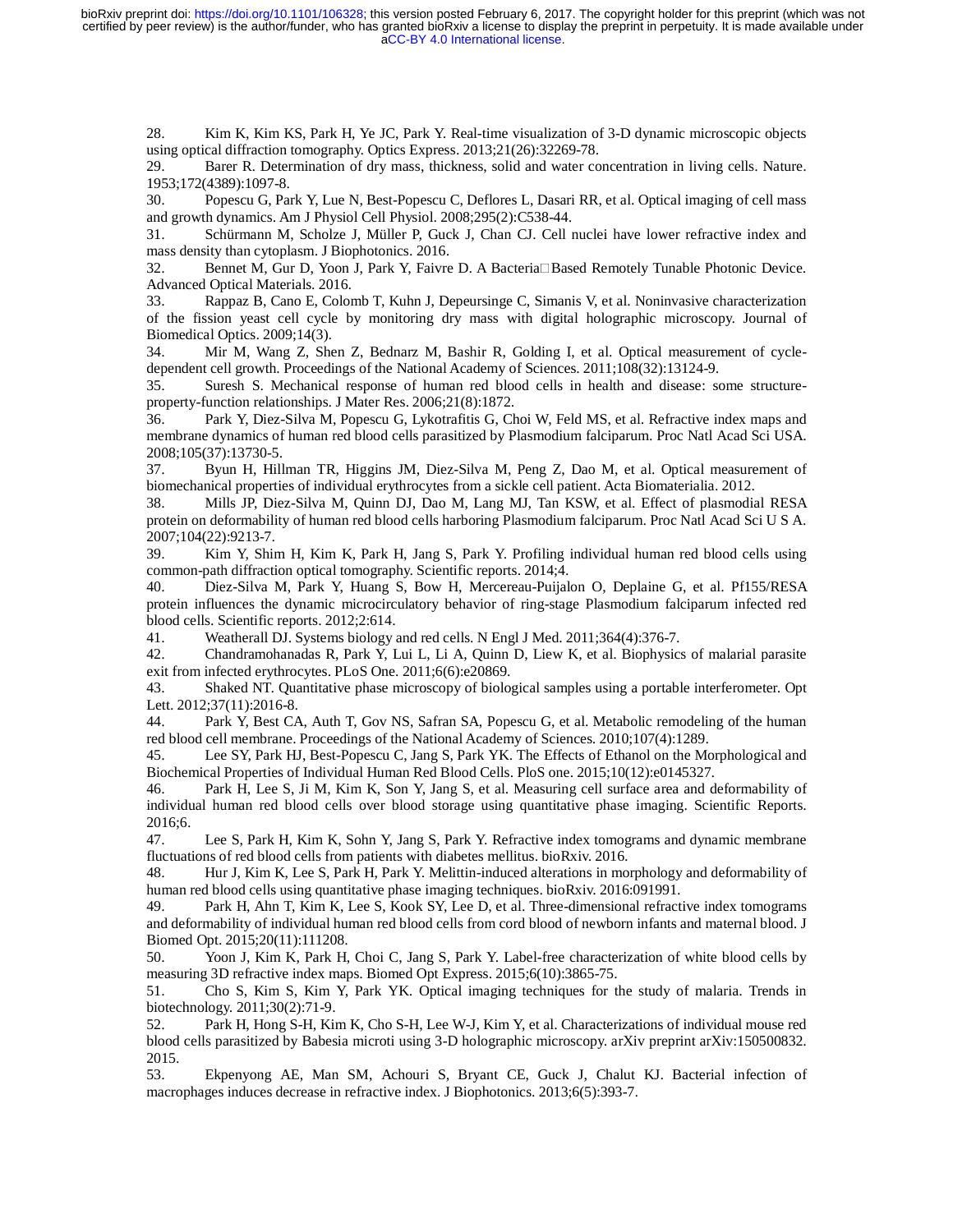28. Kim K, Kim KS, Park H, Ye JC, Park Y. Real-time visualization of 3-D dynamic microscopic objects using optical diffraction tomography. Optics Express. 2013;21(26):32269-78.
29. Barer R. Determination of dry mass, thickness, solid and water concentration in living cells. Nature. 1953;172(4389):1097-8.
30. Popescu G, Park Y, Lue N, Best-Popescu C, Deflores L, Dasari RR, et al. Optical imaging of cell mass and growth dynamics. Am J Physiol Cell Physiol. 2008;295(2):C538-44.
31. Schürmann M, Scholze J, Müller P, Guck J, Chan CJ. Cell nuclei have lower refractive index and mass density than cytoplasm. J Biophotonics. 2016.
32. Bennet M, Gur D, Yoon J, Park Y, Faivre D. A Bacteria□Based Remotely Tunable Photonic Device. Advanced Optical Materials. 2016.
33. Rappaz B, Cano E, Colomb T, Kuhn J, Depeursinge C, Simanis V, et al. Noninvasive characterization of the fission yeast cell cycle by monitoring dry mass with digital holographic microscopy. Journal of Biomedical Optics. 2009;14(3).
34. Mir M, Wang Z, Shen Z, Bednarz M, Bashir R, Golding I, et al. Optical measurement of cycle-dependent cell growth. Proceedings of the National Academy of Sciences. 2011;108(32):13124-9.
35. Suresh S. Mechanical response of human red blood cells in health and disease: some structure-property-function relationships. J Mater Res. 2006;21(8):1872.
36. Park Y, Diez-Silva M, Popescu G, Lykotrafitis G, Choi W, Feld MS, et al. Refractive index maps and membrane dynamics of human red blood cells parasitized by Plasmodium falciparum. Proc Natl Acad Sci USA. 2008;105(37):13730-5.
37. Byun H, Hillman TR, Higgins JM, Diez-Silva M, Peng Z, Dao M, et al. Optical measurement of biomechanical properties of individual erythrocytes from a sickle cell patient. Acta Biomaterialia. 2012.
38. Mills JP, Diez-Silva M, Quinn DJ, Dao M, Lang MJ, Tan KSW, et al. Effect of plasmodial RESA protein on deformability of human red blood cells harboring Plasmodium falciparum. Proc Natl Acad Sci U S A. 2007;104(22):9213-7.
39. Kim Y, Shim H, Kim K, Park H, Jang S, Park Y. Profiling individual human red blood cells using common-path diffraction optical tomography. Scientific reports. 2014;4.
40. Diez-Silva M, Park Y, Huang S, Bow H, Mercereau-Puijalon O, Deplaine G, et al. Pf155/RESA protein influences the dynamic microcirculatory behavior of ring-stage Plasmodium falciparum infected red blood cells. Scientific reports. 2012;2:614.
41. Weatherall DJ. Systems biology and red cells. N Engl J Med. 2011;364(4):376-7.
42. Chandramohanadas R, Park Y, Lui L, Li A, Quinn D, Liew K, et al. Biophysics of malarial parasite exit from infected erythrocytes. PLoS One. 2011;6(6):e20869.
43. Shaked NT. Quantitative phase microscopy of biological samples using a portable interferometer. Opt Lett. 2012;37(11):2016-8.
44. Park Y, Best CA, Auth T, Gov NS, Safran SA, Popescu G, et al. Metabolic remodeling of the human red blood cell membrane. Proceedings of the National Academy of Sciences. 2010;107(4):1289.
45. Lee SY, Park HJ, Best-Popescu C, Jang S, Park YK. The Effects of Ethanol on the Morphological and Biochemical Properties of Individual Human Red Blood Cells. PloS one. 2015;10(12):e0145327.
46. Park H, Lee S, Ji M, Kim K, Son Y, Jang S, et al. Measuring cell surface area and deformability of individual human red blood cells over blood storage using quantitative phase imaging. Scientific Reports. 2016;6.
47. Lee S, Park H, Kim K, Sohn Y, Jang S, Park Y. Refractive index tomograms and dynamic membrane fluctuations of red blood cells from patients with diabetes mellitus. bioRxiv. 2016.
48. Hur J, Kim K, Lee S, Park H, Park Y. Melittin-induced alterations in morphology and deformability of human red blood cells using quantitative phase imaging techniques. bioRxiv. 2016:091991.
49. Park H, Ahn T, Kim K, Lee S, Kook SY, Lee D, et al. Three-dimensional refractive index tomograms and deformability of individual human red blood cells from cord blood of newborn infants and maternal blood. J Biomed Opt. 2015;20(11):111208.
50. Yoon J, Kim K, Park H, Choi C, Jang S, Park Y. Label-free characterization of white blood cells by measuring 3D refractive index maps. Biomed Opt Express. 2015;6(10):3865-75.
51. Cho S, Kim S, Kim Y, Park YK. Optical imaging techniques for the study of malaria. Trends in biotechnology. 2011;30(2):71-9.
52. Park H, Hong S-H, Kim K, Cho S-H, Lee W-J, Kim Y, et al. Characterizations of individual mouse red blood cells parasitized by Babesia microti using 3-D holographic microscopy. arXiv preprint arXiv:150500832. 2015.
53. Ekpenyong AE, Man SM, Achouri S, Bryant CE, Guck J, Chalut KJ. Bacterial infection of macrophages induces decrease in refractive index. J Biophotonics. 2013;6(5):393-7.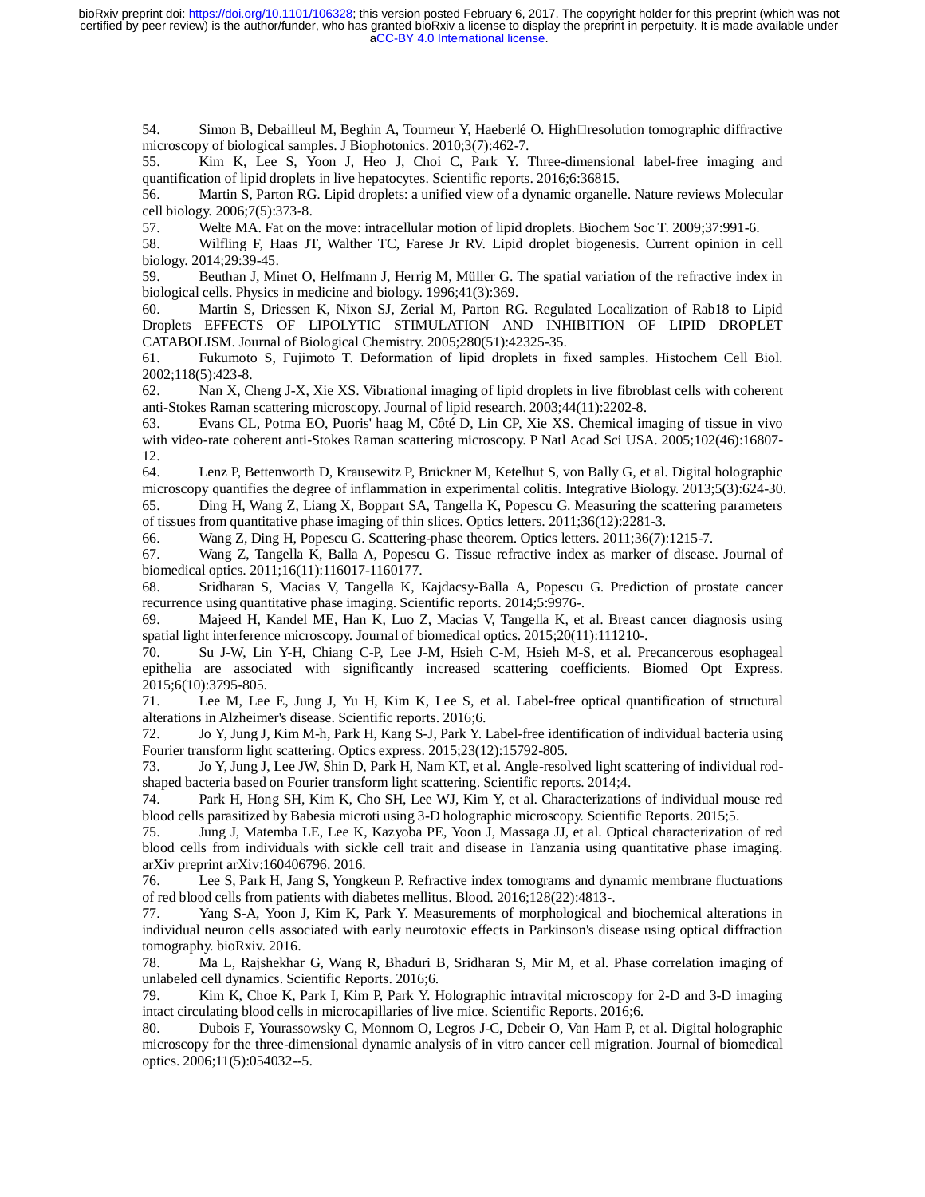54. Simon B, Debailleul M, Beghin A, Tourneur Y, Haeberlé O. High‐resolution tomographic diffractive microscopy of biological samples. J Biophotonics. 2010;3(7):462-7.

55. Kim K, Lee S, Yoon J, Heo J, Choi C, Park Y. Three-dimensional label-free imaging and quantification of lipid droplets in live hepatocytes. Scientific reports. 2016;6:36815.

56. Martin S, Parton RG. Lipid droplets: a unified view of a dynamic organelle. Nature reviews Molecular cell biology. 2006;7(5):373-8.

57. Welte MA. Fat on the move: intracellular motion of lipid droplets. Biochem Soc T. 2009;37:991-6.

58. Wilfling F, Haas JT, Walther TC, Farese Jr RV. Lipid droplet biogenesis. Current opinion in cell biology. 2014;29:39-45.

59. Beuthan J, Minet O, Helfmann J, Herrig M, Müller G. The spatial variation of the refractive index in biological cells. Physics in medicine and biology. 1996;41(3):369.

60. Martin S, Driessen K, Nixon SJ, Zerial M, Parton RG. Regulated Localization of Rab18 to Lipid Droplets EFFECTS OF LIPOLYTIC STIMULATION AND INHIBITION OF LIPID DROPLET CATABOLISM. Journal of Biological Chemistry. 2005;280(51):42325-35.

61. Fukumoto S, Fujimoto T. Deformation of lipid droplets in fixed samples. Histochem Cell Biol. 2002;118(5):423-8.

62. Nan X, Cheng J-X, Xie XS. Vibrational imaging of lipid droplets in live fibroblast cells with coherent anti-Stokes Raman scattering microscopy. Journal of lipid research. 2003;44(11):2202-8.

63. Evans CL, Potma EO, Puoris' haag M, Côté D, Lin CP, Xie XS. Chemical imaging of tissue in vivo with video-rate coherent anti-Stokes Raman scattering microscopy. P Natl Acad Sci USA. 2005;102(46):16807-12.

64. Lenz P, Bettenworth D, Krausewitz P, Brückner M, Ketelhut S, von Bally G, et al. Digital holographic microscopy quantifies the degree of inflammation in experimental colitis. Integrative Biology. 2013;5(3):624-30.

65. Ding H, Wang Z, Liang X, Boppart SA, Tangella K, Popescu G. Measuring the scattering parameters of tissues from quantitative phase imaging of thin slices. Optics letters. 2011;36(12):2281-3.

66. Wang Z, Ding H, Popescu G. Scattering-phase theorem. Optics letters. 2011;36(7):1215-7.

67. Wang Z, Tangella K, Balla A, Popescu G. Tissue refractive index as marker of disease. Journal of biomedical optics. 2011;16(11):116017-1160177.

68. Sridharan S, Macias V, Tangella K, Kajdacsy-Balla A, Popescu G. Prediction of prostate cancer recurrence using quantitative phase imaging. Scientific reports. 2014;5:9976-.

69. Majeed H, Kandel ME, Han K, Luo Z, Macias V, Tangella K, et al. Breast cancer diagnosis using spatial light interference microscopy. Journal of biomedical optics. 2015;20(11):111210-.

70. Su J-W, Lin Y-H, Chiang C-P, Lee J-M, Hsieh C-M, Hsieh M-S, et al. Precancerous esophageal epithelia are associated with significantly increased scattering coefficients. Biomed Opt Express. 2015;6(10):3795-805.

71. Lee M, Lee E, Jung J, Yu H, Kim K, Lee S, et al. Label-free optical quantification of structural alterations in Alzheimer's disease. Scientific reports. 2016;6.

72. Jo Y, Jung J, Kim M-h, Park H, Kang S-J, Park Y. Label-free identification of individual bacteria using Fourier transform light scattering. Optics express. 2015;23(12):15792-805.

73. Jo Y, Jung J, Lee JW, Shin D, Park H, Nam KT, et al. Angle-resolved light scattering of individual rod-shaped bacteria based on Fourier transform light scattering. Scientific reports. 2014;4.

74. Park H, Hong SH, Kim K, Cho SH, Lee WJ, Kim Y, et al. Characterizations of individual mouse red blood cells parasitized by Babesia microti using 3-D holographic microscopy. Scientific Reports. 2015;5.

75. Jung J, Matemba LE, Lee K, Kazyoba PE, Yoon J, Massaga JJ, et al. Optical characterization of red blood cells from individuals with sickle cell trait and disease in Tanzania using quantitative phase imaging. arXiv preprint arXiv:160406796. 2016.

76. Lee S, Park H, Jang S, Yongkeun P. Refractive index tomograms and dynamic membrane fluctuations of red blood cells from patients with diabetes mellitus. Blood. 2016;128(22):4813-.

77. Yang S-A, Yoon J, Kim K, Park Y. Measurements of morphological and biochemical alterations in individual neuron cells associated with early neurotoxic effects in Parkinson's disease using optical diffraction tomography. bioRxiv. 2016.

78. Ma L, Rajshekhar G, Wang R, Bhaduri B, Sridharan S, Mir M, et al. Phase correlation imaging of unlabeled cell dynamics. Scientific Reports. 2016;6.

79. Kim K, Choe K, Park I, Kim P, Park Y. Holographic intravital microscopy for 2-D and 3-D imaging intact circulating blood cells in microcapillaries of live mice. Scientific Reports. 2016;6.

80. Dubois F, Yourassowsky C, Monnom O, Legros J-C, Debeir O, Van Ham P, et al. Digital holographic microscopy for the three-dimensional dynamic analysis of in vitro cancer cell migration. Journal of biomedical optics. 2006;11(5):054032--5.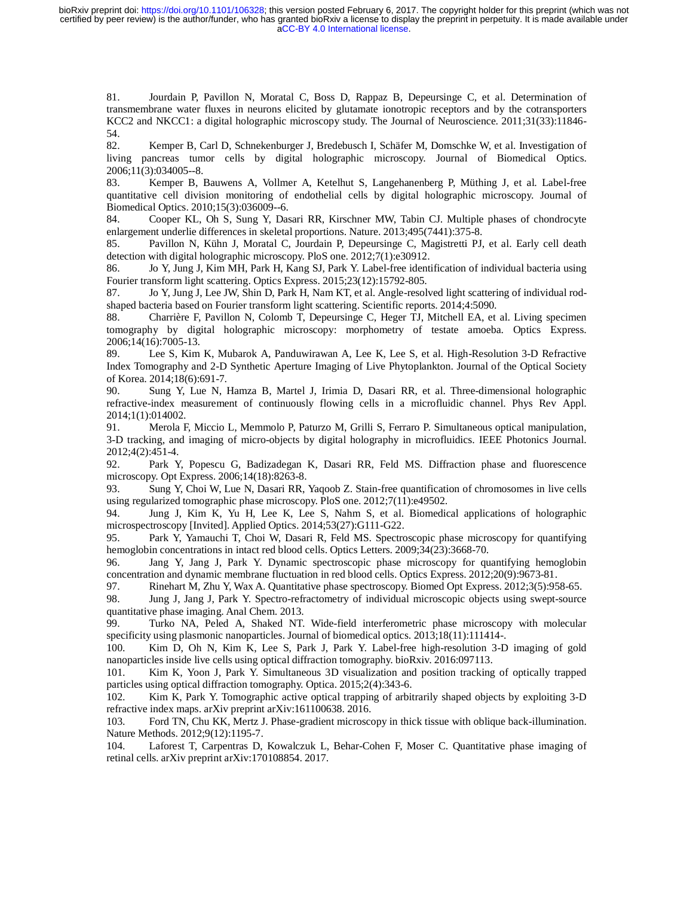81. Jourdain P, Pavillon N, Moratal C, Boss D, Rappaz B, Depeursinge C, et al. Determination of transmembrane water fluxes in neurons elicited by glutamate ionotropic receptors and by the cotransporters KCC2 and NKCC1: a digital holographic microscopy study. The Journal of Neuroscience. 2011;31(33):11846-54.

82. Kemper B, Carl D, Schnekenburger J, Bredebusch I, Schäfer M, Domschke W, et al. Investigation of living pancreas tumor cells by digital holographic microscopy. Journal of Biomedical Optics. 2006;11(3):034005--8.

83. Kemper B, Bauwens A, Vollmer A, Ketelhut S, Langehanenberg P, Müthing J, et al. Label-free quantitative cell division monitoring of endothelial cells by digital holographic microscopy. Journal of Biomedical Optics. 2010;15(3):036009--6.

84. Cooper KL, Oh S, Sung Y, Dasari RR, Kirschner MW, Tabin CJ. Multiple phases of chondrocyte enlargement underlie differences in skeletal proportions. Nature. 2013;495(7441):375-8.

85. Pavillon N, Kühn J, Moratal C, Jourdain P, Depeursinge C, Magistretti PJ, et al. Early cell death detection with digital holographic microscopy. PloS one. 2012;7(1):e30912.

86. Jo Y, Jung J, Kim MH, Park H, Kang SJ, Park Y. Label-free identification of individual bacteria using Fourier transform light scattering. Optics Express. 2015;23(12):15792-805.

87. Jo Y, Jung J, Lee JW, Shin D, Park H, Nam KT, et al. Angle-resolved light scattering of individual rod-shaped bacteria based on Fourier transform light scattering. Scientific reports. 2014;4:5090.

88. Charrière F, Pavillon N, Colomb T, Depeursinge C, Heger TJ, Mitchell EA, et al. Living specimen tomography by digital holographic microscopy: morphometry of testate amoeba. Optics Express. 2006;14(16):7005-13.

89. Lee S, Kim K, Mubarok A, Panduwirawan A, Lee K, Lee S, et al. High-Resolution 3-D Refractive Index Tomography and 2-D Synthetic Aperture Imaging of Live Phytoplankton. Journal of the Optical Society of Korea. 2014;18(6):691-7.

90. Sung Y, Lue N, Hamza B, Martel J, Irimia D, Dasari RR, et al. Three-dimensional holographic refractive-index measurement of continuously flowing cells in a microfluidic channel. Phys Rev Appl. 2014;1(1):014002.

91. Merola F, Miccio L, Memmolo P, Paturzo M, Grilli S, Ferraro P. Simultaneous optical manipulation, 3-D tracking, and imaging of micro-objects by digital holography in microfluidics. IEEE Photonics Journal. 2012;4(2):451-4.

92. Park Y, Popescu G, Badizadegan K, Dasari RR, Feld MS. Diffraction phase and fluorescence microscopy. Opt Express. 2006;14(18):8263-8.

93. Sung Y, Choi W, Lue N, Dasari RR, Yaqoob Z. Stain-free quantification of chromosomes in live cells using regularized tomographic phase microscopy. PloS one. 2012;7(11):e49502.

94. Jung J, Kim K, Yu H, Lee K, Lee S, Nahm S, et al. Biomedical applications of holographic microspectroscopy [Invited]. Applied Optics. 2014;53(27):G111-G22.

95. Park Y, Yamauchi T, Choi W, Dasari R, Feld MS. Spectroscopic phase microscopy for quantifying hemoglobin concentrations in intact red blood cells. Optics Letters. 2009;34(23):3668-70.

96. Jang Y, Jang J, Park Y. Dynamic spectroscopic phase microscopy for quantifying hemoglobin concentration and dynamic membrane fluctuation in red blood cells. Optics Express. 2012;20(9):9673-81.

97. Rinehart M, Zhu Y, Wax A. Quantitative phase spectroscopy. Biomed Opt Express. 2012;3(5):958-65.

98. Jung J, Jang J, Park Y. Spectro-refractometry of individual microscopic objects using swept-source quantitative phase imaging. Anal Chem. 2013.

99. Turko NA, Peled A, Shaked NT. Wide-field interferometric phase microscopy with molecular specificity using plasmonic nanoparticles. Journal of biomedical optics. 2013;18(11):111414-.

100. Kim D, Oh N, Kim K, Lee S, Park J, Park Y. Label-free high-resolution 3-D imaging of gold nanoparticles inside live cells using optical diffraction tomography. bioRxiv. 2016:097113.

101. Kim K, Yoon J, Park Y. Simultaneous 3D visualization and position tracking of optically trapped particles using optical diffraction tomography. Optica. 2015;2(4):343-6.

102. Kim K, Park Y. Tomographic active optical trapping of arbitrarily shaped objects by exploiting 3-D refractive index maps. arXiv preprint arXiv:161100638. 2016.

103. Ford TN, Chu KK, Mertz J. Phase-gradient microscopy in thick tissue with oblique back-illumination. Nature Methods. 2012;9(12):1195-7.

104. Laforest T, Carpentras D, Kowalczuk L, Behar-Cohen F, Moser C. Quantitative phase imaging of retinal cells. arXiv preprint arXiv:170108854. 2017.